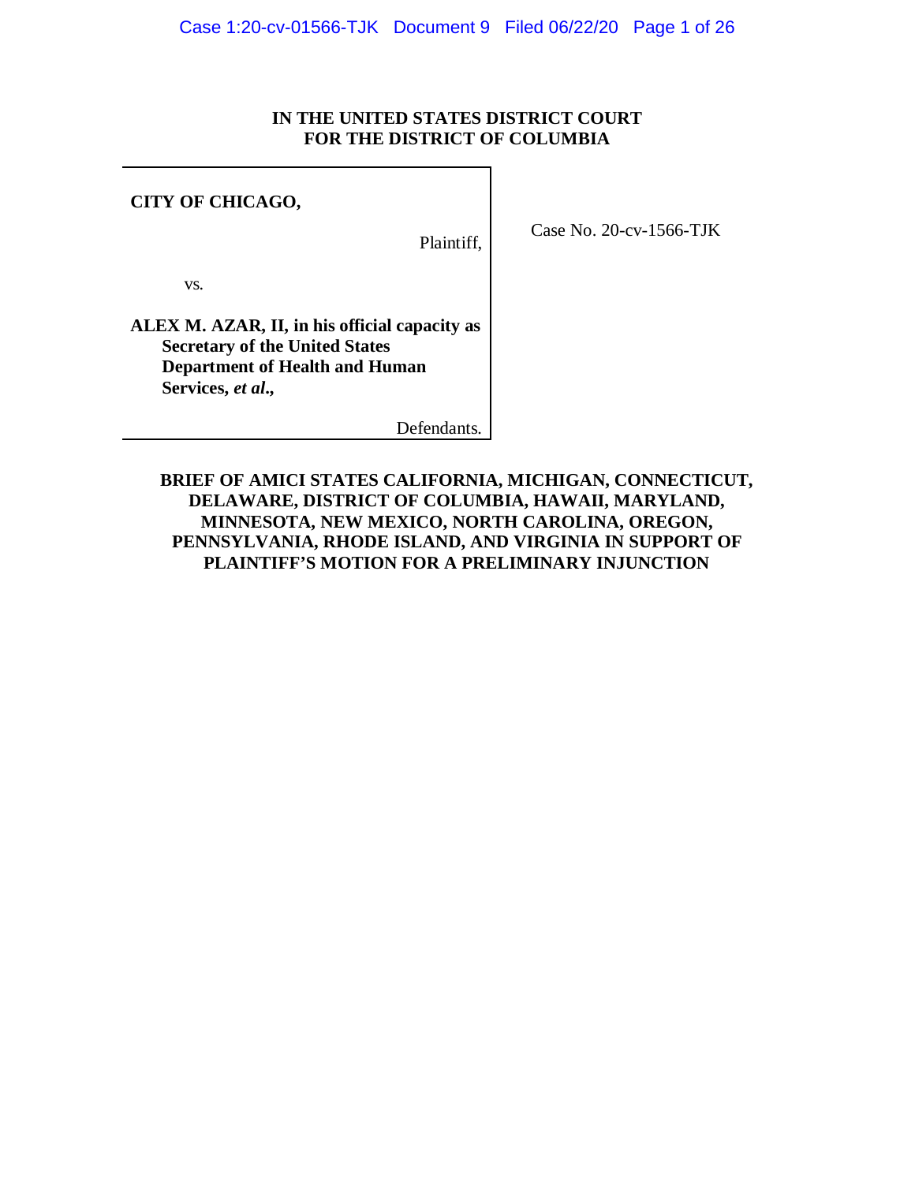# IN THE UNITED STATES DISTRICT COURT FOR THE DISTRICT OF COLUMBIA

| | |
|---|---|
| **CITY OF CHICAGO,**<br><br>Plaintiff,<br><br>vs.<br><br>**ALEX M. AZAR, II, in his official capacity as Secretary of the United States Department of Health and Human Services, *et al*.,**<br><br>Defendants. | Case No. 20-cv-1566-TJK |

## BRIEF OF AMICI STATES CALIFORNIA, MICHIGAN, CONNECTICUT, DELAWARE, DISTRICT OF COLUMBIA, HAWAII, MARYLAND, MINNESOTA, NEW MEXICO, NORTH CAROLINA, OREGON, PENNSYLVANIA, RHODE ISLAND, AND VIRGINIA IN SUPPORT OF PLAINTIFF'S MOTION FOR A PRELIMINARY INJUNCTION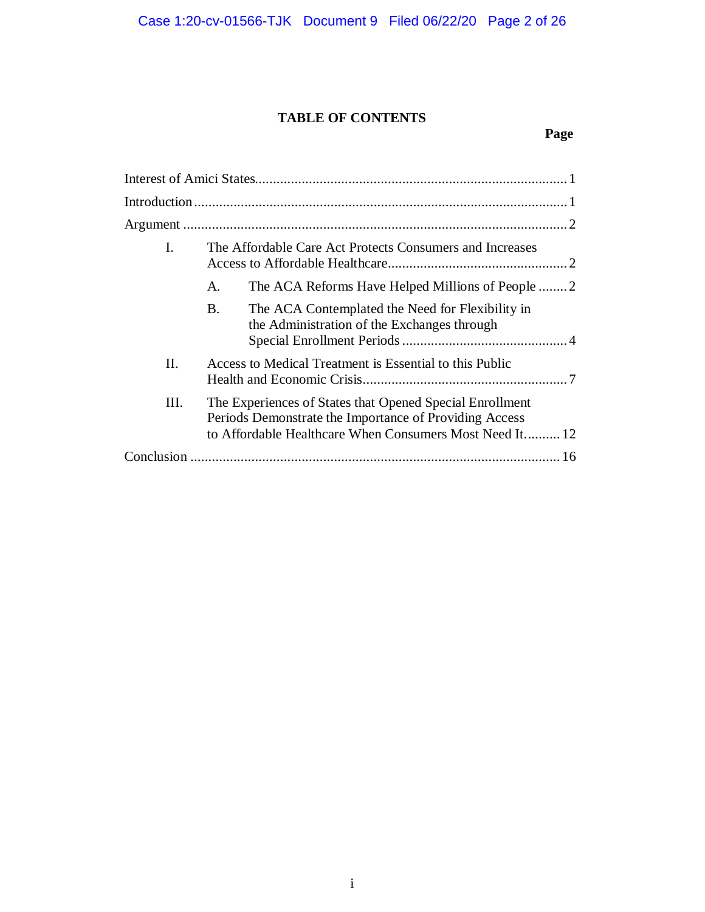# TABLE OF CONTENTS

| | Page |
|---|---|
| Interest of Amici States | 1 |
| Introduction | 1 |
| Argument | 2 |
| I. The Affordable Care Act Protects Consumers and Increases Access to Affordable Healthcare | 2 |
| A. The ACA Reforms Have Helped Millions of People | 2 |
| B. The ACA Contemplated the Need for Flexibility in the Administration of the Exchanges through Special Enrollment Periods | 4 |
| II. Access to Medical Treatment is Essential to this Public Health and Economic Crisis | 7 |
| III. The Experiences of States that Opened Special Enrollment Periods Demonstrate the Importance of Providing Access to Affordable Healthcare When Consumers Most Need It | 12 |
| Conclusion | 16 |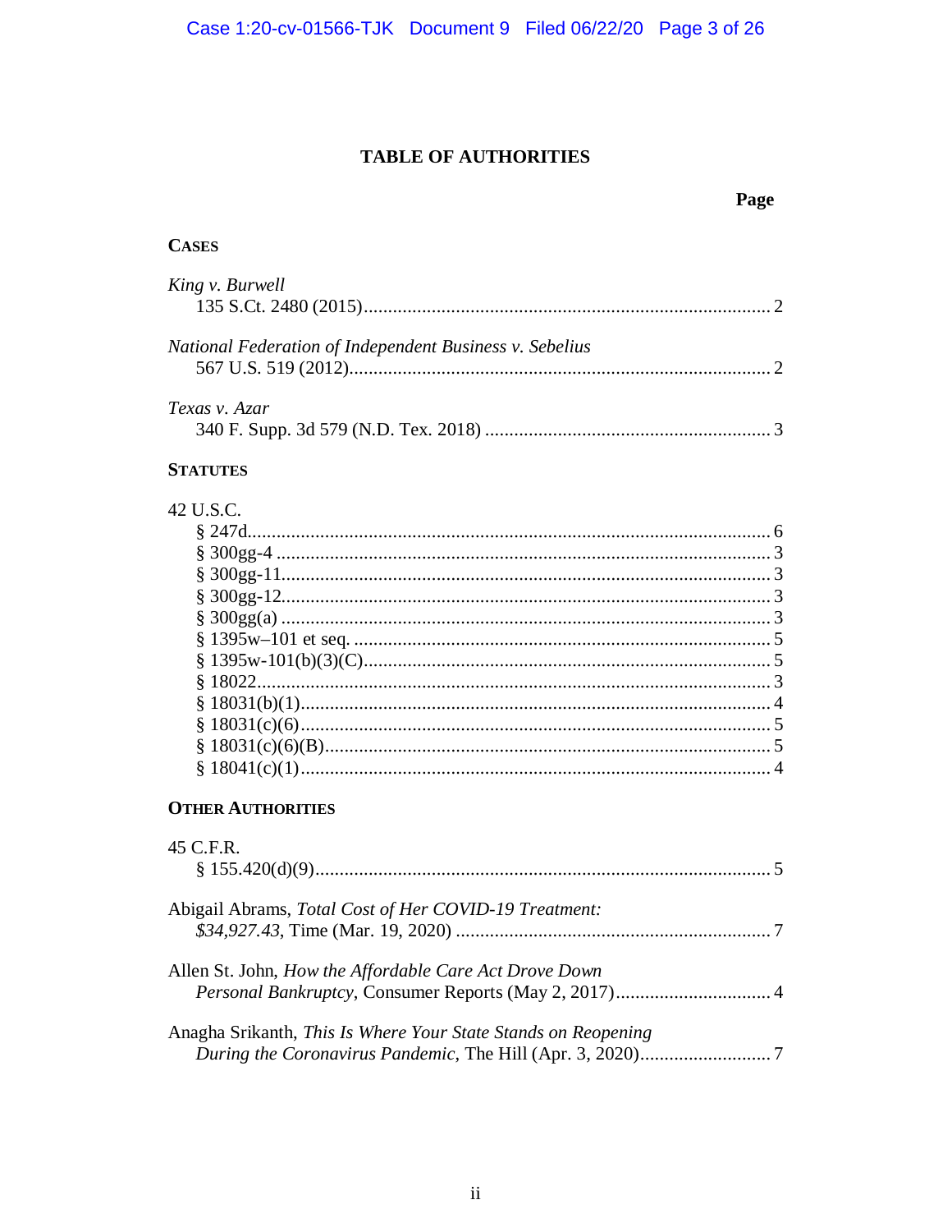# TABLE OF AUTHORITIES

**Page**

**CASES**

*King v. Burwell*
135 S.Ct. 2480 (2015)....................................................................................2

*National Federation of Independent Business v. Sebelius*
567 U.S. 519 (2012)......................................................................................2

*Texas v. Azar*
340 F. Supp. 3d 579 (N.D. Tex. 2018) ..........................................................3

**STATUTES**

42 U.S.C.
§ 247d...........................................................................................................6
§ 300gg-4 .....................................................................................................3
§ 300gg-11....................................................................................................3
§ 300gg-12....................................................................................................3
§ 300gg(a) .....................................................................................................3
§ 1395w–101 et seq. ......................................................................................5
§ 1395w-101(b)(3)(C)....................................................................................5
§ 18022.........................................................................................................3
§ 18031(b)(1)................................................................................................4
§ 18031(c)(6)................................................................................................5
§ 18031(c)(6)(B)...........................................................................................5
§ 18041(c)(1)................................................................................................4

**OTHER AUTHORITIES**

45 C.F.R.
§ 155.420(d)(9)..............................................................................................5

Abigail Abrams, *Total Cost of Her COVID-19 Treatment: $34,927.43*, Time (Mar. 19, 2020) ................................................................7

Allen St. John, *How the Affordable Care Act Drove Down Personal Bankruptcy*, Consumer Reports (May 2, 2017)................................4

Anagha Srikanth, *This Is Where Your State Stands on Reopening During the Coronavirus Pandemic*, The Hill (Apr. 3, 2020)...........................7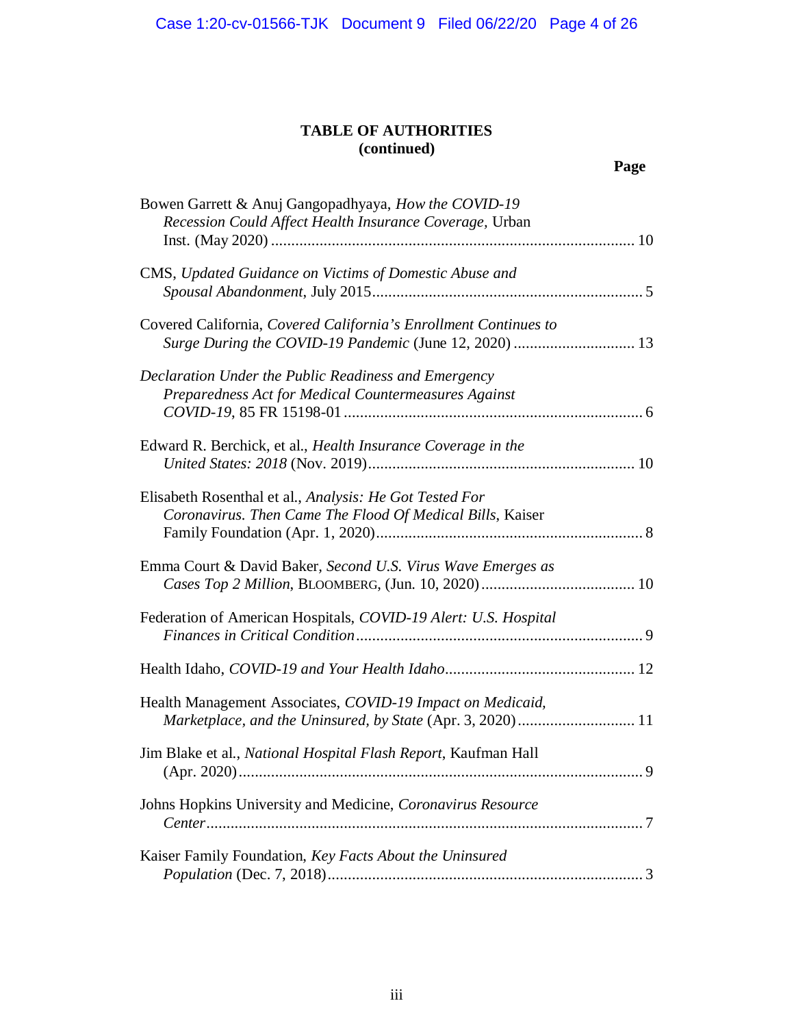**TABLE OF AUTHORITIES**
**(continued)**

**Page**

Bowen Garrett & Anuj Gangopadhyaya, *How the COVID-19 Recession Could Affect Health Insurance Coverage*, Urban Inst. (May 2020) ........................................................................................ 10

CMS, *Updated Guidance on Victims of Domestic Abuse and Spousal Abandonment*, July 2015.................................................................. 5

Covered California, *Covered California's Enrollment Continues to Surge During the COVID-19 Pandemic* (June 12, 2020) ............................. 13

*Declaration Under the Public Readiness and Emergency Preparedness Act for Medical Countermeasures Against COVID-19*, 85 FR 15198-01 ......................................................................... 6

Edward R. Berchick, et al., *Health Insurance Coverage in the United States: 2018* (Nov. 2019)................................................................. 10

Elisabeth Rosenthal et al., *Analysis: He Got Tested For Coronavirus. Then Came The Flood Of Medical Bills*, Kaiser Family Foundation (Apr. 1, 2020)................................................................. 8

Emma Court & David Baker, *Second U.S. Virus Wave Emerges as Cases Top 2 Million*, BLOOMBERG, (Jun. 10, 2020)...................................... 10

Federation of American Hospitals, *COVID-19 Alert: U.S. Hospital Finances in Critical Condition*...................................................................... 9

Health Idaho, *COVID-19 and Your Health Idaho*.............................................. 12

Health Management Associates, *COVID-19 Impact on Medicaid, Marketplace, and the Uninsured, by State* (Apr. 3, 2020)............................ 11

Jim Blake et al., *National Hospital Flash Report*, Kaufman Hall (Apr. 2020).................................................................................................... 9

Johns Hopkins University and Medicine, *Coronavirus Resource Center*............................................................................................................ 7

Kaiser Family Foundation, *Key Facts About the Uninsured Population* (Dec. 7, 2018)............................................................................. 3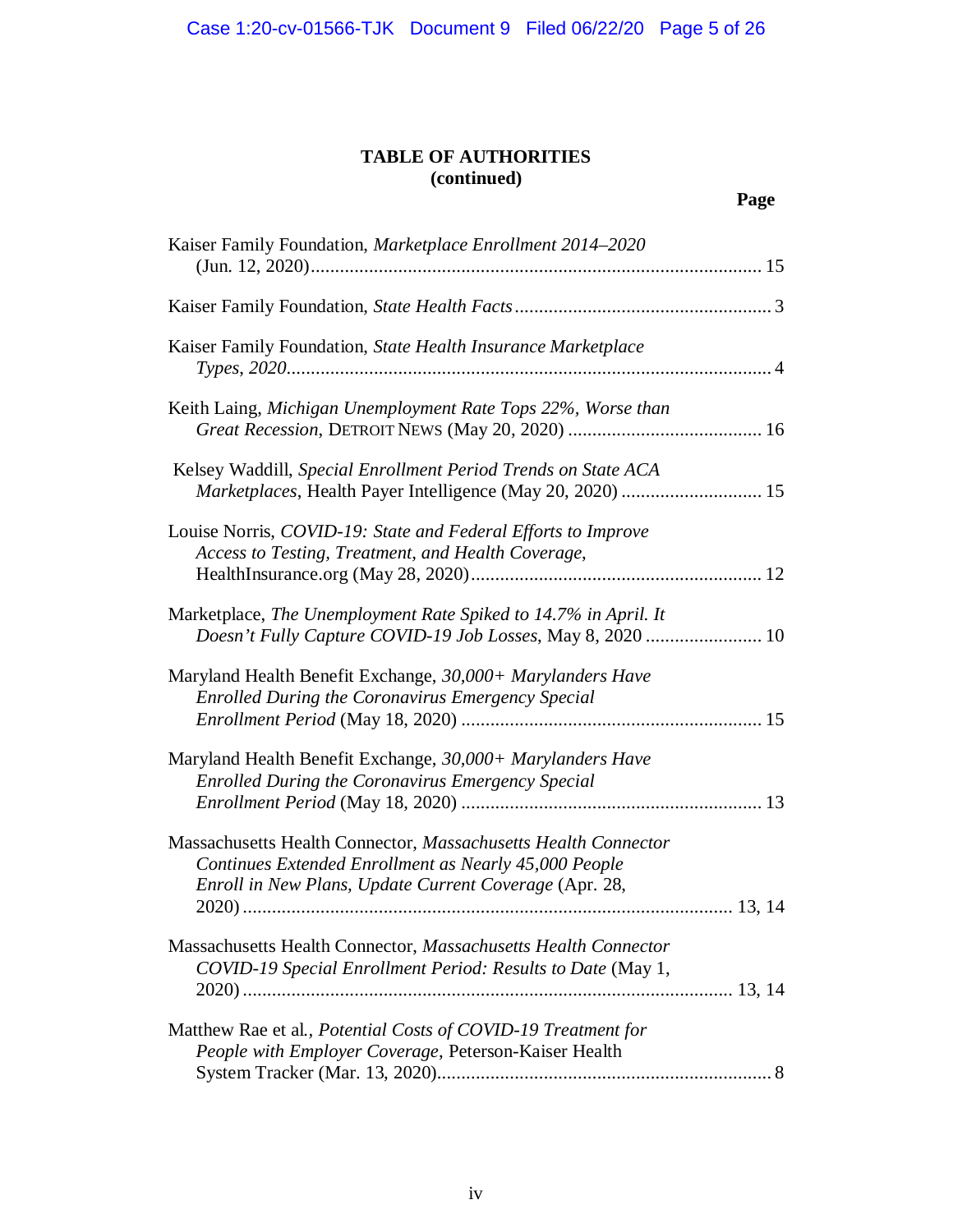**TABLE OF AUTHORITIES**
**(continued)**

**Page**

Kaiser Family Foundation, *Marketplace Enrollment 2014–2020* (Jun. 12, 2020) ... 15

Kaiser Family Foundation, *State Health Facts* ... 3

Kaiser Family Foundation, *State Health Insurance Marketplace Types, 2020* ... 4

Keith Laing, *Michigan Unemployment Rate Tops 22%, Worse than Great Recession*, DETROIT NEWS (May 20, 2020) ... 16

Kelsey Waddill, *Special Enrollment Period Trends on State ACA Marketplaces*, Health Payer Intelligence (May 20, 2020) ... 15

Louise Norris, *COVID-19: State and Federal Efforts to Improve Access to Testing, Treatment, and Health Coverage*, HealthInsurance.org (May 28, 2020) ... 12

Marketplace, *The Unemployment Rate Spiked to 14.7% in April. It Doesn't Fully Capture COVID-19 Job Losses*, May 8, 2020 ... 10

Maryland Health Benefit Exchange, *30,000+ Marylanders Have Enrolled During the Coronavirus Emergency Special Enrollment Period* (May 18, 2020) ... 15

Maryland Health Benefit Exchange, *30,000+ Marylanders Have Enrolled During the Coronavirus Emergency Special Enrollment Period* (May 18, 2020) ... 13

Massachusetts Health Connector, *Massachusetts Health Connector Continues Extended Enrollment as Nearly 45,000 People Enroll in New Plans, Update Current Coverage* (Apr. 28, 2020) ... 13, 14

Massachusetts Health Connector, *Massachusetts Health Connector COVID-19 Special Enrollment Period: Results to Date* (May 1, 2020) ... 13, 14

Matthew Rae et al., *Potential Costs of COVID-19 Treatment for People with Employer Coverage*, Peterson-Kaiser Health System Tracker (Mar. 13, 2020) ... 8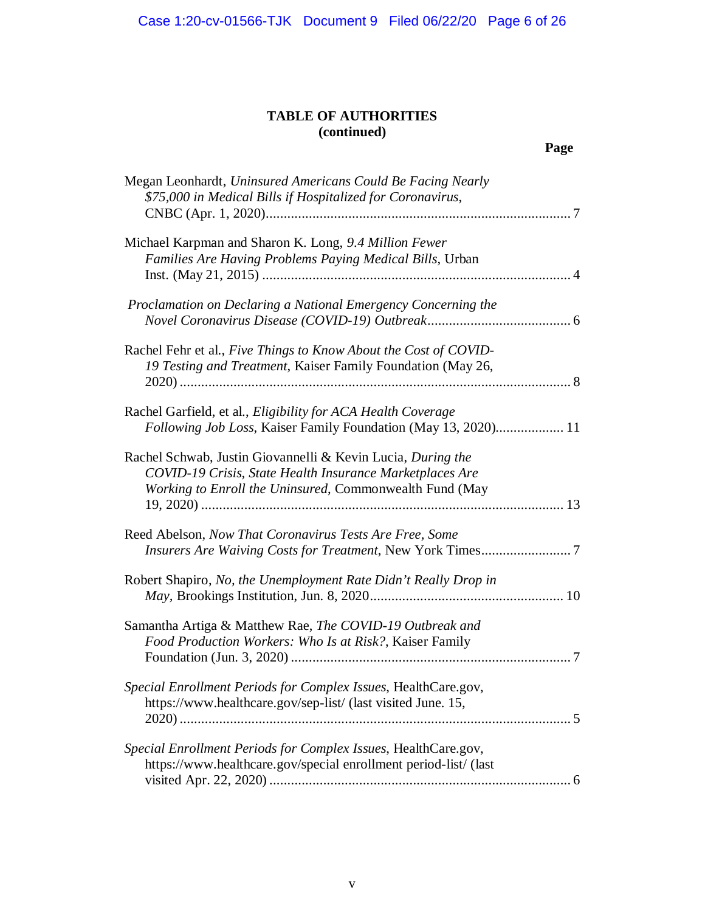**TABLE OF AUTHORITIES**
**(continued)**

**Page**

Megan Leonhardt, *Uninsured Americans Could Be Facing Nearly $75,000 in Medical Bills if Hospitalized for Coronavirus*, CNBC (Apr. 1, 2020) .......... 7

Michael Karpman and Sharon K. Long, *9.4 Million Fewer Families Are Having Problems Paying Medical Bills*, Urban Inst. (May 21, 2015) .......... 4

*Proclamation on Declaring a National Emergency Concerning the Novel Coronavirus Disease (COVID-19) Outbreak* .......... 6

Rachel Fehr et al., *Five Things to Know About the Cost of COVID-19 Testing and Treatment*, Kaiser Family Foundation (May 26, 2020) .......... 8

Rachel Garfield, et al., *Eligibility for ACA Health Coverage Following Job Loss*, Kaiser Family Foundation (May 13, 2020) .......... 11

Rachel Schwab, Justin Giovannelli & Kevin Lucia, *During the COVID-19 Crisis, State Health Insurance Marketplaces Are Working to Enroll the Uninsured*, Commonwealth Fund (May 19, 2020) .......... 13

Reed Abelson, *Now That Coronavirus Tests Are Free, Some Insurers Are Waiving Costs for Treatment*, New York Times .......... 7

Robert Shapiro, *No, the Unemployment Rate Didn't Really Drop in May*, Brookings Institution, Jun. 8, 2020 .......... 10

Samantha Artiga & Matthew Rae, *The COVID-19 Outbreak and Food Production Workers: Who Is at Risk?*, Kaiser Family Foundation (Jun. 3, 2020) .......... 7

*Special Enrollment Periods for Complex Issues*, HealthCare.gov, https://www.healthcare.gov/sep-list/ (last visited June. 15, 2020) .......... 5

*Special Enrollment Periods for Complex Issues*, HealthCare.gov, https://www.healthcare.gov/special enrollment period-list/ (last visited Apr. 22, 2020) .......... 6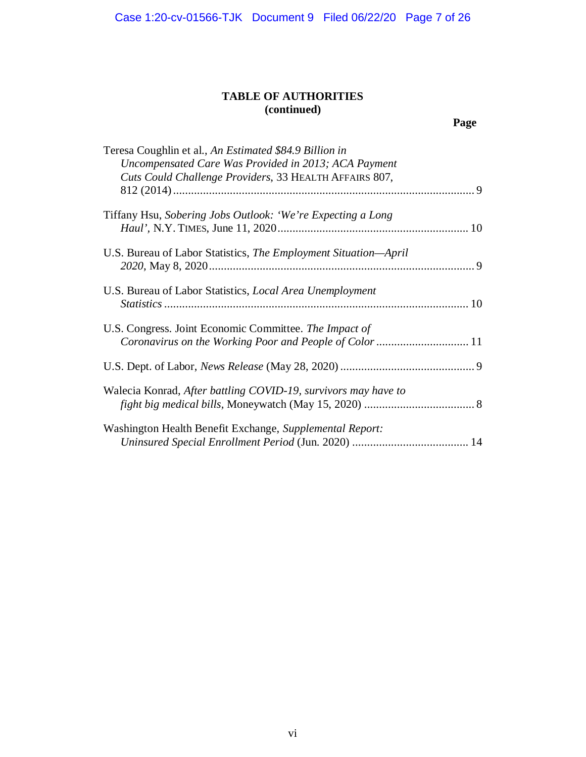**TABLE OF AUTHORITIES**
**(continued)**

**Page**

Teresa Coughlin et al., *An Estimated $84.9 Billion in Uncompensated Care Was Provided in 2013; ACA Payment Cuts Could Challenge Providers*, 33 HEALTH AFFAIRS 807, 812 (2014) .......... 9

Tiffany Hsu, *Sobering Jobs Outlook: 'We're Expecting a Long Haul'*, N.Y. TIMES, June 11, 2020 .......... 10

U.S. Bureau of Labor Statistics, *The Employment Situation—April 2020*, May 8, 2020 .......... 9

U.S. Bureau of Labor Statistics, *Local Area Unemployment Statistics* .......... 10

U.S. Congress. Joint Economic Committee. *The Impact of Coronavirus on the Working Poor and People of Color* .......... 11

U.S. Dept. of Labor, *News Release* (May 28, 2020) .......... 9

Walecia Konrad, *After battling COVID-19, survivors may have to fight big medical bills,* Moneywatch (May 15, 2020) .......... 8

Washington Health Benefit Exchange, *Supplemental Report: Uninsured Special Enrollment Period* (Jun. 2020) .......... 14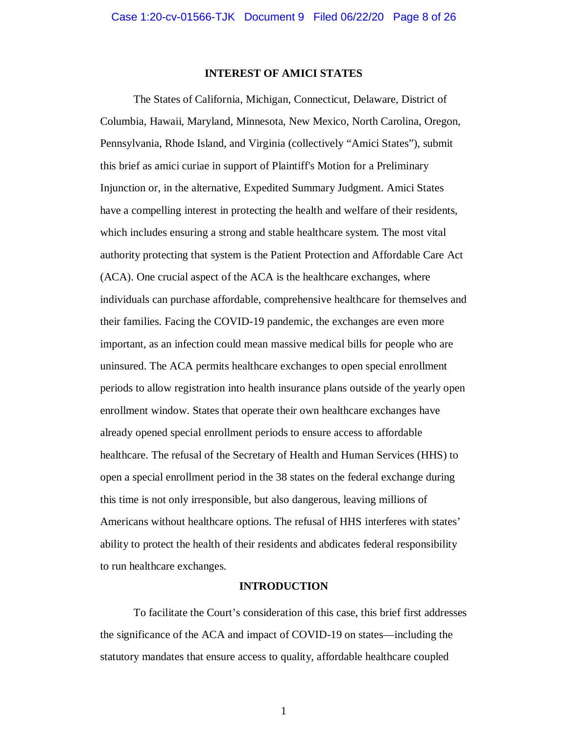## INTEREST OF AMICI STATES

The States of California, Michigan, Connecticut, Delaware, District of Columbia, Hawaii, Maryland, Minnesota, New Mexico, North Carolina, Oregon, Pennsylvania, Rhode Island, and Virginia (collectively "Amici States"), submit this brief as amici curiae in support of Plaintiff's Motion for a Preliminary Injunction or, in the alternative, Expedited Summary Judgment. Amici States have a compelling interest in protecting the health and welfare of their residents, which includes ensuring a strong and stable healthcare system. The most vital authority protecting that system is the Patient Protection and Affordable Care Act (ACA). One crucial aspect of the ACA is the healthcare exchanges, where individuals can purchase affordable, comprehensive healthcare for themselves and their families. Facing the COVID-19 pandemic, the exchanges are even more important, as an infection could mean massive medical bills for people who are uninsured. The ACA permits healthcare exchanges to open special enrollment periods to allow registration into health insurance plans outside of the yearly open enrollment window. States that operate their own healthcare exchanges have already opened special enrollment periods to ensure access to affordable healthcare. The refusal of the Secretary of Health and Human Services (HHS) to open a special enrollment period in the 38 states on the federal exchange during this time is not only irresponsible, but also dangerous, leaving millions of Americans without healthcare options. The refusal of HHS interferes with states' ability to protect the health of their residents and abdicates federal responsibility to run healthcare exchanges.

## INTRODUCTION

To facilitate the Court's consideration of this case, this brief first addresses the significance of the ACA and impact of COVID-19 on states—including the statutory mandates that ensure access to quality, affordable healthcare coupled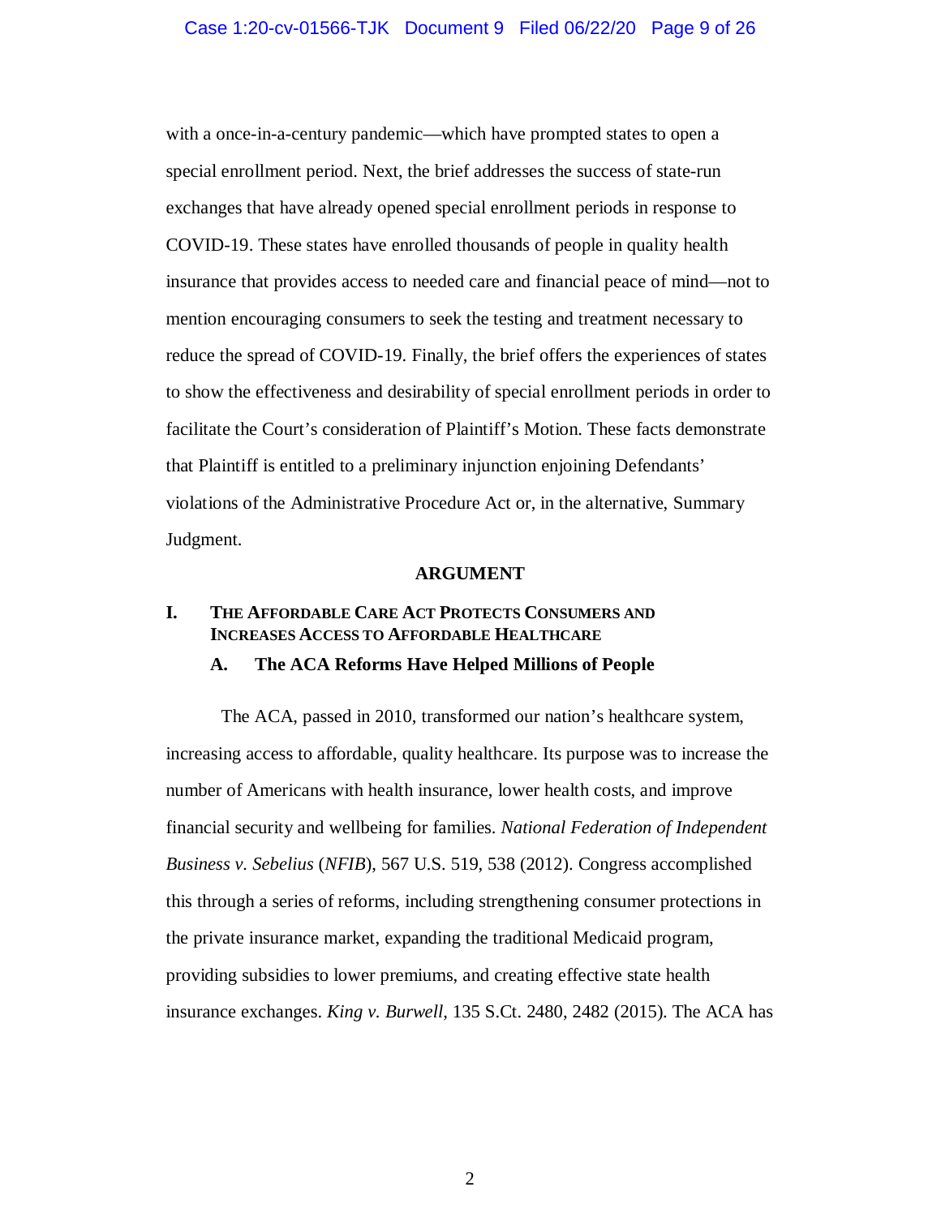with a once-in-a-century pandemic—which have prompted states to open a special enrollment period. Next, the brief addresses the success of state-run exchanges that have already opened special enrollment periods in response to COVID-19. These states have enrolled thousands of people in quality health insurance that provides access to needed care and financial peace of mind—not to mention encouraging consumers to seek the testing and treatment necessary to reduce the spread of COVID-19. Finally, the brief offers the experiences of states to show the effectiveness and desirability of special enrollment periods in order to facilitate the Court's consideration of Plaintiff's Motion. These facts demonstrate that Plaintiff is entitled to a preliminary injunction enjoining Defendants' violations of the Administrative Procedure Act or, in the alternative, Summary Judgment.

## ARGUMENT

### I. THE AFFORDABLE CARE ACT PROTECTS CONSUMERS AND INCREASES ACCESS TO AFFORDABLE HEALTHCARE

#### A. The ACA Reforms Have Helped Millions of People

The ACA, passed in 2010, transformed our nation's healthcare system, increasing access to affordable, quality healthcare. Its purpose was to increase the number of Americans with health insurance, lower health costs, and improve financial security and wellbeing for families. *National Federation of Independent Business v. Sebelius* (*NFIB*), 567 U.S. 519, 538 (2012). Congress accomplished this through a series of reforms, including strengthening consumer protections in the private insurance market, expanding the traditional Medicaid program, providing subsidies to lower premiums, and creating effective state health insurance exchanges. *King v. Burwell*, 135 S.Ct. 2480, 2482 (2015). The ACA has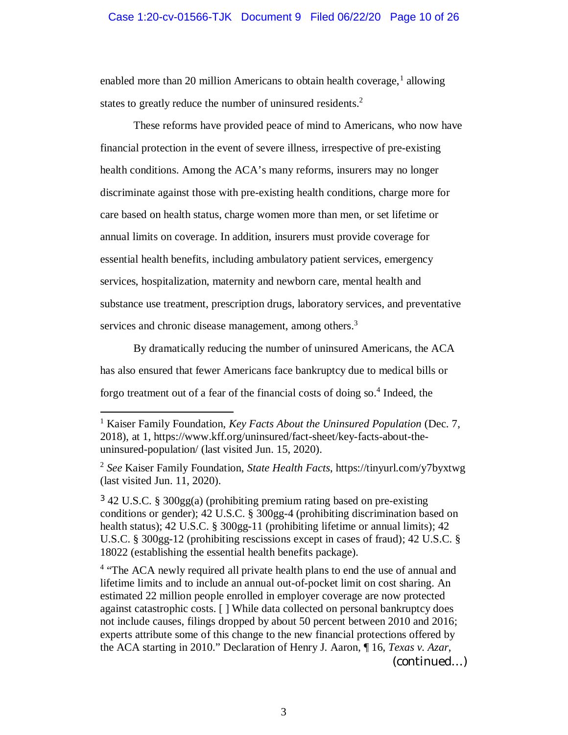enabled more than 20 million Americans to obtain health coverage,[1] allowing states to greatly reduce the number of uninsured residents.[2]

These reforms have provided peace of mind to Americans, who now have financial protection in the event of severe illness, irrespective of pre-existing health conditions. Among the ACA's many reforms, insurers may no longer discriminate against those with pre-existing health conditions, charge more for care based on health status, charge women more than men, or set lifetime or annual limits on coverage. In addition, insurers must provide coverage for essential health benefits, including ambulatory patient services, emergency services, hospitalization, maternity and newborn care, mental health and substance use treatment, prescription drugs, laboratory services, and preventative services and chronic disease management, among others.[3]

By dramatically reducing the number of uninsured Americans, the ACA has also ensured that fewer Americans face bankruptcy due to medical bills or forgo treatment out of a fear of the financial costs of doing so.[4] Indeed, the

---

[1] Kaiser Family Foundation, *Key Facts About the Uninsured Population* (Dec. 7, 2018), at 1, https://www.kff.org/uninsured/fact-sheet/key-facts-about-the-uninsured-population/ (last visited Jun. 15, 2020).

[2] *See* Kaiser Family Foundation, *State Health Facts*, https://tinyurl.com/y7byxtwg (last visited Jun. 11, 2020).

[3] 42 U.S.C. § 300gg(a) (prohibiting premium rating based on pre-existing conditions or gender); 42 U.S.C. § 300gg-4 (prohibiting discrimination based on health status); 42 U.S.C. § 300gg-11 (prohibiting lifetime or annual limits); 42 U.S.C. § 300gg-12 (prohibiting rescissions except in cases of fraud); 42 U.S.C. § 18022 (establishing the essential health benefits package).

[4] "The ACA newly required all private health plans to end the use of annual and lifetime limits and to include an annual out-of-pocket limit on cost sharing. An estimated 22 million people enrolled in employer coverage are now protected against catastrophic costs. [ ] While data collected on personal bankruptcy does not include causes, filings dropped by about 50 percent between 2010 and 2016; experts attribute some of this change to the new financial protections offered by the ACA starting in 2010." Declaration of Henry J. Aaron, ¶ 16, *Texas v. Azar*,

*(continued…)*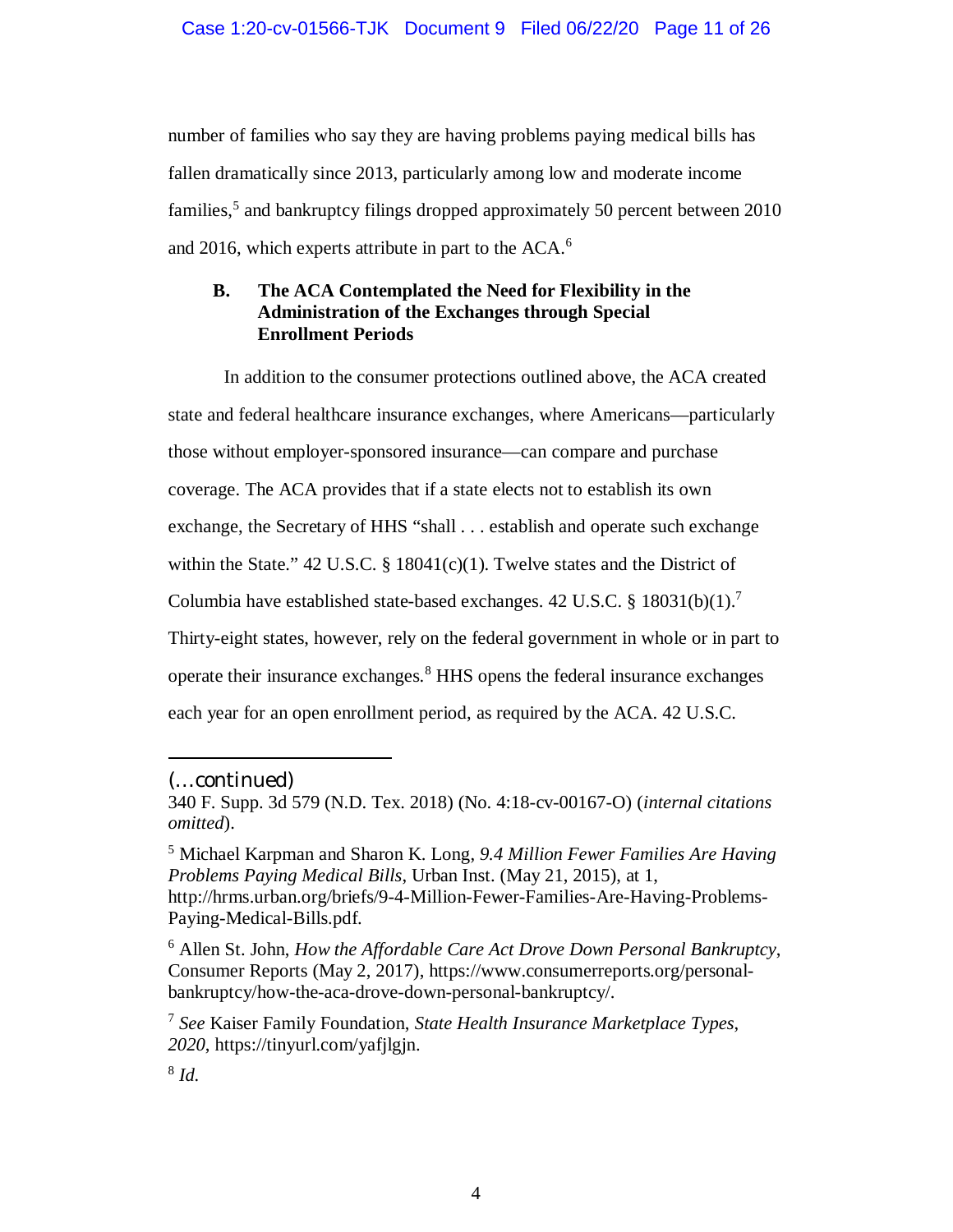number of families who say they are having problems paying medical bills has fallen dramatically since 2013, particularly among low and moderate income families,[5] and bankruptcy filings dropped approximately 50 percent between 2010 and 2016, which experts attribute in part to the ACA.[6]

### B. The ACA Contemplated the Need for Flexibility in the Administration of the Exchanges through Special Enrollment Periods

In addition to the consumer protections outlined above, the ACA created state and federal healthcare insurance exchanges, where Americans—particularly those without employer-sponsored insurance—can compare and purchase coverage. The ACA provides that if a state elects not to establish its own exchange, the Secretary of HHS "shall . . . establish and operate such exchange within the State." 42 U.S.C. § 18041(c)(1). Twelve states and the District of Columbia have established state-based exchanges. 42 U.S.C. § 18031(b)(1).[7] Thirty-eight states, however, rely on the federal government in whole or in part to operate their insurance exchanges.[8] HHS opens the federal insurance exchanges each year for an open enrollment period, as required by the ACA. 42 U.S.C.

---

(...continued)
340 F. Supp. 3d 579 (N.D. Tex. 2018) (No. 4:18-cv-00167-O) (*internal citations omitted*).

[5] Michael Karpman and Sharon K. Long, *9.4 Million Fewer Families Are Having Problems Paying Medical Bills*, Urban Inst. (May 21, 2015), at 1, http://hrms.urban.org/briefs/9-4-Million-Fewer-Families-Are-Having-Problems-Paying-Medical-Bills.pdf.

[6] Allen St. John, *How the Affordable Care Act Drove Down Personal Bankruptcy*, Consumer Reports (May 2, 2017), https://www.consumerreports.org/personal-bankruptcy/how-the-aca-drove-down-personal-bankruptcy/.

[7] *See* Kaiser Family Foundation, *State Health Insurance Marketplace Types, 2020*, https://tinyurl.com/yafjlgjn.

[8] *Id.*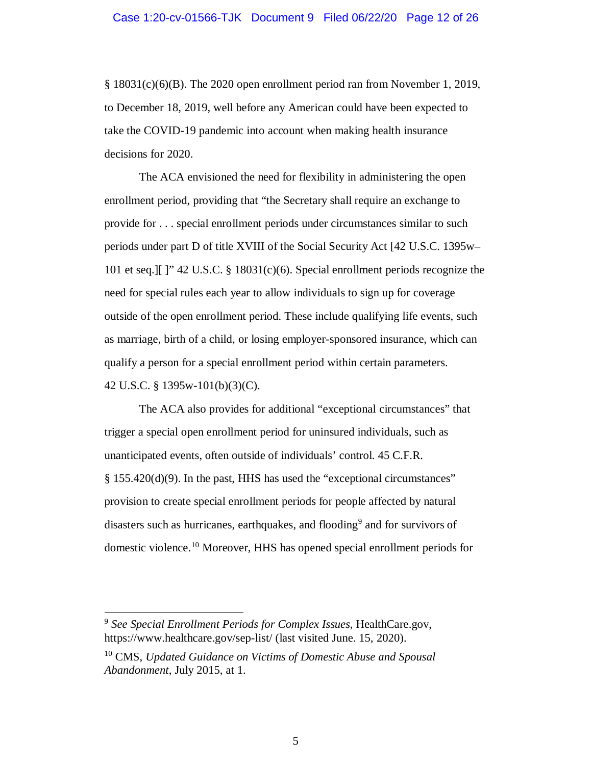§ 18031(c)(6)(B). The 2020 open enrollment period ran from November 1, 2019, to December 18, 2019, well before any American could have been expected to take the COVID-19 pandemic into account when making health insurance decisions for 2020.

The ACA envisioned the need for flexibility in administering the open enrollment period, providing that "the Secretary shall require an exchange to provide for . . . special enrollment periods under circumstances similar to such periods under part D of title XVIII of the Social Security Act [42 U.S.C. 1395w–101 et seq.][ ]" 42 U.S.C. § 18031(c)(6). Special enrollment periods recognize the need for special rules each year to allow individuals to sign up for coverage outside of the open enrollment period. These include qualifying life events, such as marriage, birth of a child, or losing employer-sponsored insurance, which can qualify a person for a special enrollment period within certain parameters. 42 U.S.C. § 1395w-101(b)(3)(C).

The ACA also provides for additional "exceptional circumstances" that trigger a special open enrollment period for uninsured individuals, such as unanticipated events, often outside of individuals' control. 45 C.F.R. § 155.420(d)(9). In the past, HHS has used the "exceptional circumstances" provision to create special enrollment periods for people affected by natural disasters such as hurricanes, earthquakes, and flooding[9] and for survivors of domestic violence.[10] Moreover, HHS has opened special enrollment periods for

---

[9] *See Special Enrollment Periods for Complex Issues*, HealthCare.gov, https://www.healthcare.gov/sep-list/ (last visited June. 15, 2020).

[10] CMS, *Updated Guidance on Victims of Domestic Abuse and Spousal Abandonment*, July 2015, at 1.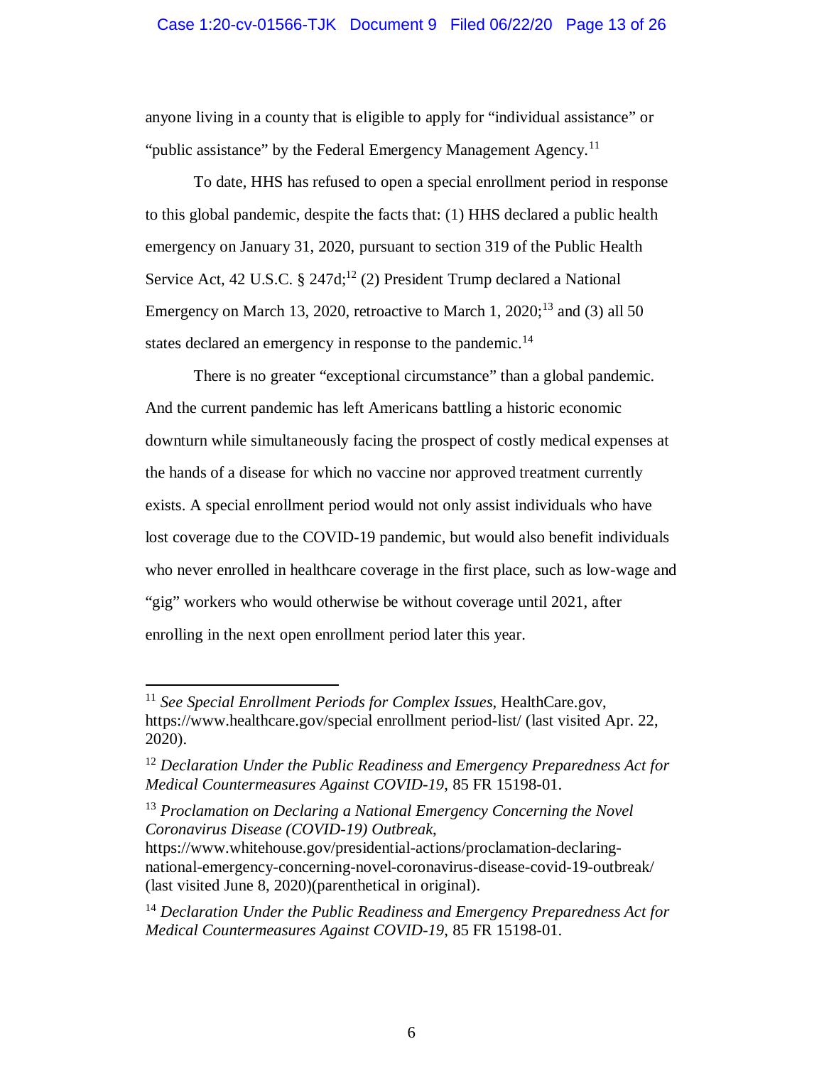anyone living in a county that is eligible to apply for "individual assistance" or "public assistance" by the Federal Emergency Management Agency.[11]

To date, HHS has refused to open a special enrollment period in response to this global pandemic, despite the facts that: (1) HHS declared a public health emergency on January 31, 2020, pursuant to section 319 of the Public Health Service Act, 42 U.S.C. § 247d;[12] (2) President Trump declared a National Emergency on March 13, 2020, retroactive to March 1, 2020;[13] and (3) all 50 states declared an emergency in response to the pandemic.[14]

There is no greater "exceptional circumstance" than a global pandemic. And the current pandemic has left Americans battling a historic economic downturn while simultaneously facing the prospect of costly medical expenses at the hands of a disease for which no vaccine nor approved treatment currently exists. A special enrollment period would not only assist individuals who have lost coverage due to the COVID-19 pandemic, but would also benefit individuals who never enrolled in healthcare coverage in the first place, such as low-wage and "gig" workers who would otherwise be without coverage until 2021, after enrolling in the next open enrollment period later this year.

---

[11] *See Special Enrollment Periods for Complex Issues*, HealthCare.gov, https://www.healthcare.gov/special enrollment period-list/ (last visited Apr. 22, 2020).

[12] *Declaration Under the Public Readiness and Emergency Preparedness Act for Medical Countermeasures Against COVID-19*, 85 FR 15198-01.

[13] *Proclamation on Declaring a National Emergency Concerning the Novel Coronavirus Disease (COVID-19) Outbreak*, https://www.whitehouse.gov/presidential-actions/proclamation-declaring-national-emergency-concerning-novel-coronavirus-disease-covid-19-outbreak/ (last visited June 8, 2020)(parenthetical in original).

[14] *Declaration Under the Public Readiness and Emergency Preparedness Act for Medical Countermeasures Against COVID-19*, 85 FR 15198-01.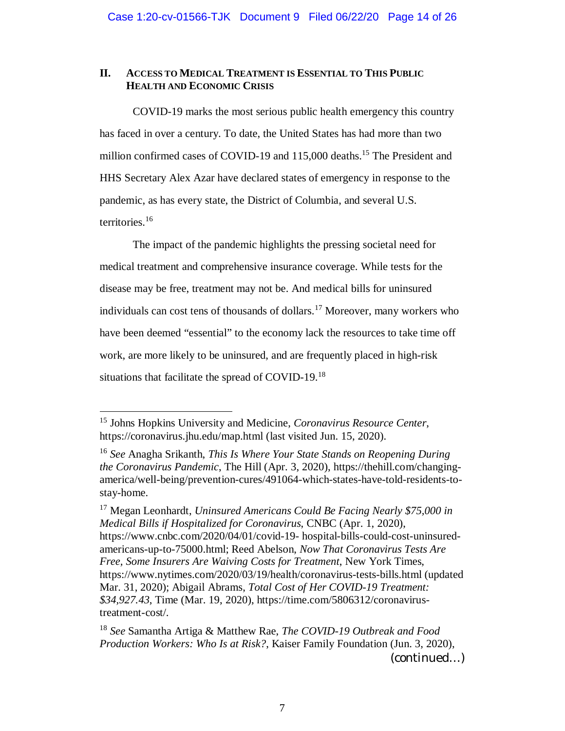## II. ACCESS TO MEDICAL TREATMENT IS ESSENTIAL TO THIS PUBLIC HEALTH AND ECONOMIC CRISIS

COVID-19 marks the most serious public health emergency this country has faced in over a century. To date, the United States has had more than two million confirmed cases of COVID-19 and 115,000 deaths.[15] The President and HHS Secretary Alex Azar have declared states of emergency in response to the pandemic, as has every state, the District of Columbia, and several U.S. territories.[16]

The impact of the pandemic highlights the pressing societal need for medical treatment and comprehensive insurance coverage. While tests for the disease may be free, treatment may not be. And medical bills for uninsured individuals can cost tens of thousands of dollars.[17] Moreover, many workers who have been deemed "essential" to the economy lack the resources to take time off work, are more likely to be uninsured, and are frequently placed in high-risk situations that facilitate the spread of COVID-19.[18]

---

[15] Johns Hopkins University and Medicine, *Coronavirus Resource Center*, https://coronavirus.jhu.edu/map.html (last visited Jun. 15, 2020).

[16] *See* Anagha Srikanth, *This Is Where Your State Stands on Reopening During the Coronavirus Pandemic*, The Hill (Apr. 3, 2020), https://thehill.com/changing-america/well-being/prevention-cures/491064-which-states-have-told-residents-to-stay-home.

[17] Megan Leonhardt, *Uninsured Americans Could Be Facing Nearly $75,000 in Medical Bills if Hospitalized for Coronavirus*, CNBC (Apr. 1, 2020), https://www.cnbc.com/2020/04/01/covid-19- hospital-bills-could-cost-uninsured-americans-up-to-75000.html; Reed Abelson, *Now That Coronavirus Tests Are Free, Some Insurers Are Waiving Costs for Treatment*, New York Times, https://www.nytimes.com/2020/03/19/health/coronavirus-tests-bills.html (updated Mar. 31, 2020); Abigail Abrams, *Total Cost of Her COVID-19 Treatment: $34,927.43*, Time (Mar. 19, 2020), https://time.com/5806312/coronavirus-treatment-cost/.

[18] *See* Samantha Artiga & Matthew Rae, *The COVID-19 Outbreak and Food Production Workers: Who Is at Risk?*, Kaiser Family Foundation (Jun. 3, 2020), (continued…)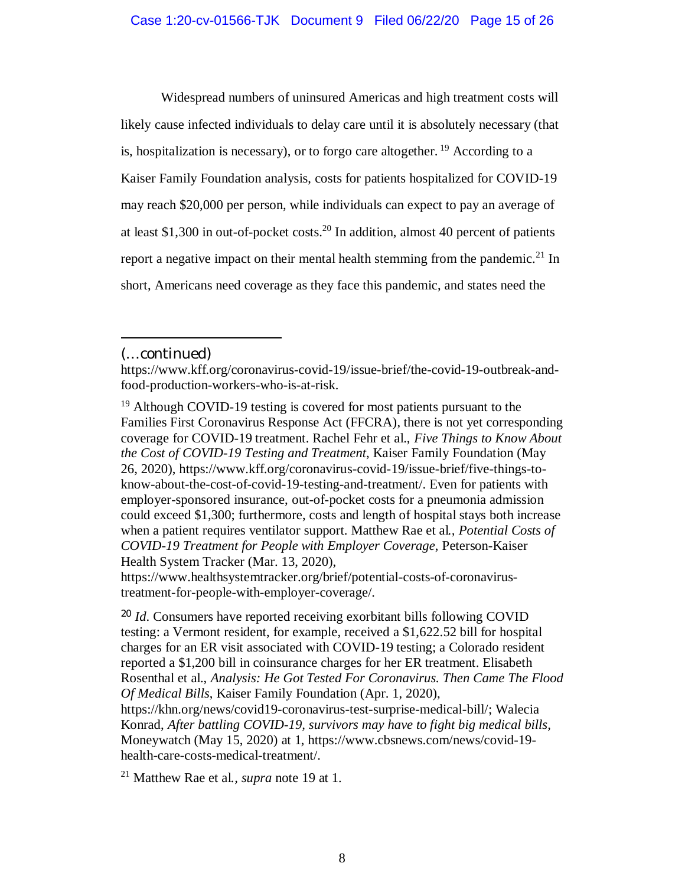Widespread numbers of uninsured Americas and high treatment costs will likely cause infected individuals to delay care until it is absolutely necessary (that is, hospitalization is necessary), or to forgo care altogether. [19] According to a Kaiser Family Foundation analysis, costs for patients hospitalized for COVID-19 may reach $20,000 per person, while individuals can expect to pay an average of at least $1,300 in out-of-pocket costs.[20] In addition, almost 40 percent of patients report a negative impact on their mental health stemming from the pandemic.[21] In short, Americans need coverage as they face this pandemic, and states need the

---

(...continued)

https://www.kff.org/coronavirus-covid-19/issue-brief/the-covid-19-outbreak-and-food-production-workers-who-is-at-risk.

[19] Although COVID-19 testing is covered for most patients pursuant to the Families First Coronavirus Response Act (FFCRA), there is not yet corresponding coverage for COVID-19 treatment. Rachel Fehr et al., *Five Things to Know About the Cost of COVID-19 Testing and Treatment*, Kaiser Family Foundation (May 26, 2020), https://www.kff.org/coronavirus-covid-19/issue-brief/five-things-to-know-about-the-cost-of-covid-19-testing-and-treatment/. Even for patients with employer-sponsored insurance, out-of-pocket costs for a pneumonia admission could exceed $1,300; furthermore, costs and length of hospital stays both increase when a patient requires ventilator support. Matthew Rae et al*., Potential Costs of COVID-19 Treatment for People with Employer Coverage*, Peterson-Kaiser Health System Tracker (Mar. 13, 2020), https://www.healthsystemtracker.org/brief/potential-costs-of-coronavirus-treatment-for-people-with-employer-coverage/.

[20] *Id*. Consumers have reported receiving exorbitant bills following COVID testing: a Vermont resident, for example, received a $1,622.52 bill for hospital charges for an ER visit associated with COVID-19 testing; a Colorado resident reported a $1,200 bill in coinsurance charges for her ER treatment. Elisabeth Rosenthal et al., *Analysis: He Got Tested For Coronavirus. Then Came The Flood Of Medical Bills*, Kaiser Family Foundation (Apr. 1, 2020), https://khn.org/news/covid19-coronavirus-test-surprise-medical-bill/; Walecia Konrad, *After battling COVID-19, survivors may have to fight big medical bills,* Moneywatch (May 15, 2020) at 1, https://www.cbsnews.com/news/covid-19-health-care-costs-medical-treatment/.

[21] Matthew Rae et al*.*, *supra* note 19 at 1.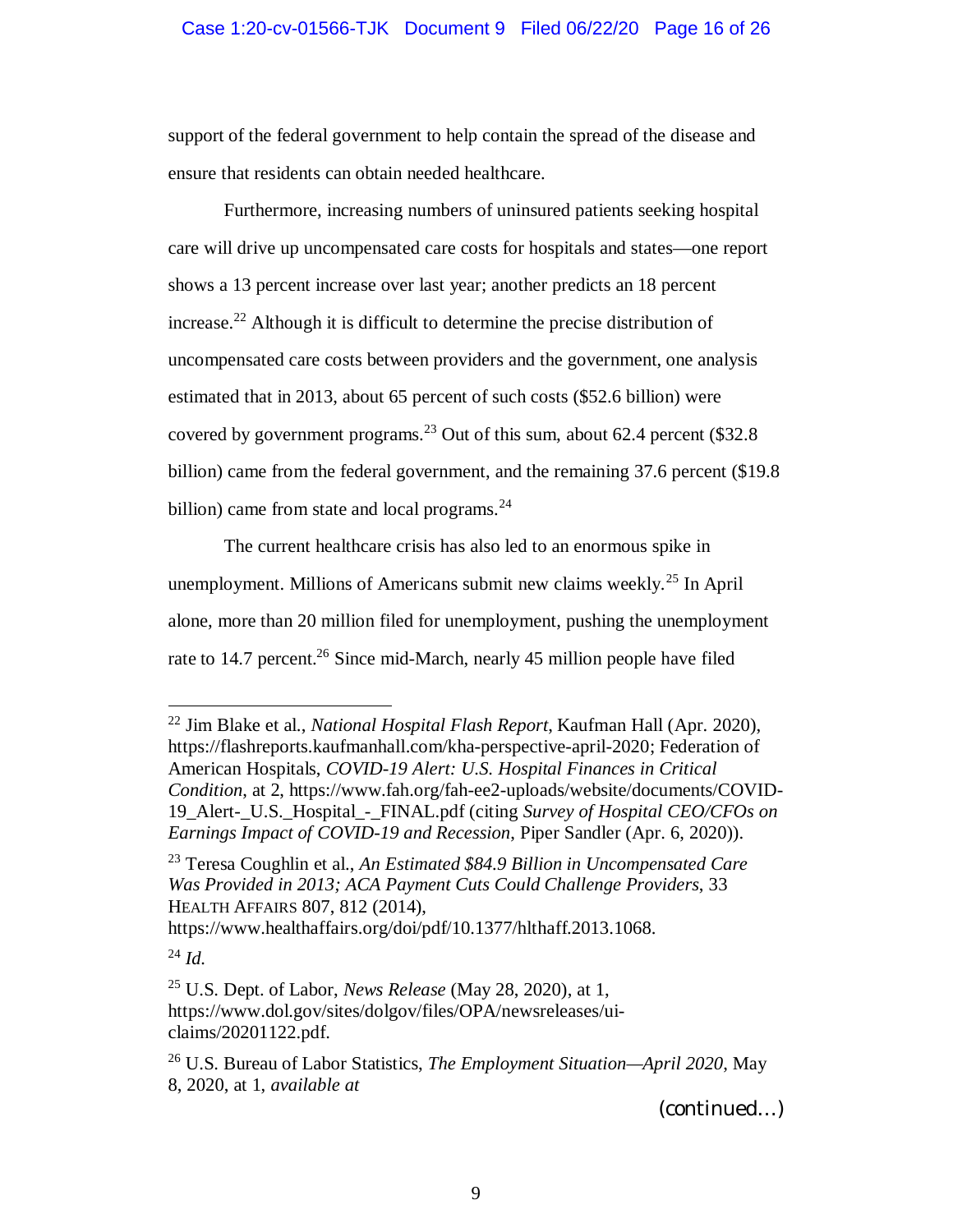support of the federal government to help contain the spread of the disease and ensure that residents can obtain needed healthcare.

Furthermore, increasing numbers of uninsured patients seeking hospital care will drive up uncompensated care costs for hospitals and states—one report shows a 13 percent increase over last year; another predicts an 18 percent increase.[22] Although it is difficult to determine the precise distribution of uncompensated care costs between providers and the government, one analysis estimated that in 2013, about 65 percent of such costs ($52.6 billion) were covered by government programs.[23] Out of this sum, about 62.4 percent ($32.8 billion) came from the federal government, and the remaining 37.6 percent ($19.8 billion) came from state and local programs.[24]

The current healthcare crisis has also led to an enormous spike in unemployment. Millions of Americans submit new claims weekly.[25] In April alone, more than 20 million filed for unemployment, pushing the unemployment rate to 14.7 percent.[26] Since mid-March, nearly 45 million people have filed

---

[22] Jim Blake et al., *National Hospital Flash Report*, Kaufman Hall (Apr. 2020), https://flashreports.kaufmanhall.com/kha-perspective-april-2020; Federation of American Hospitals, *COVID-19 Alert: U.S. Hospital Finances in Critical Condition*, at 2, https://www.fah.org/fah-ee2-uploads/website/documents/COVID-19_Alert-_U.S._Hospital_-_FINAL.pdf (citing *Survey of Hospital CEO/CFOs on Earnings Impact of COVID-19 and Recession*, Piper Sandler (Apr. 6, 2020)).

[23] Teresa Coughlin et al., *An Estimated $84.9 Billion in Uncompensated Care Was Provided in 2013; ACA Payment Cuts Could Challenge Providers*, 33 HEALTH AFFAIRS 807, 812 (2014), https://www.healthaffairs.org/doi/pdf/10.1377/hlthaff.2013.1068.

[24] *Id.*

[25] U.S. Dept. of Labor, *News Release* (May 28, 2020), at 1, https://www.dol.gov/sites/dolgov/files/OPA/newsreleases/ui-claims/20201122.pdf.

[26] U.S. Bureau of Labor Statistics, *The Employment Situation—April 2020*, May 8, 2020, at 1, *available at*

*(continued…)*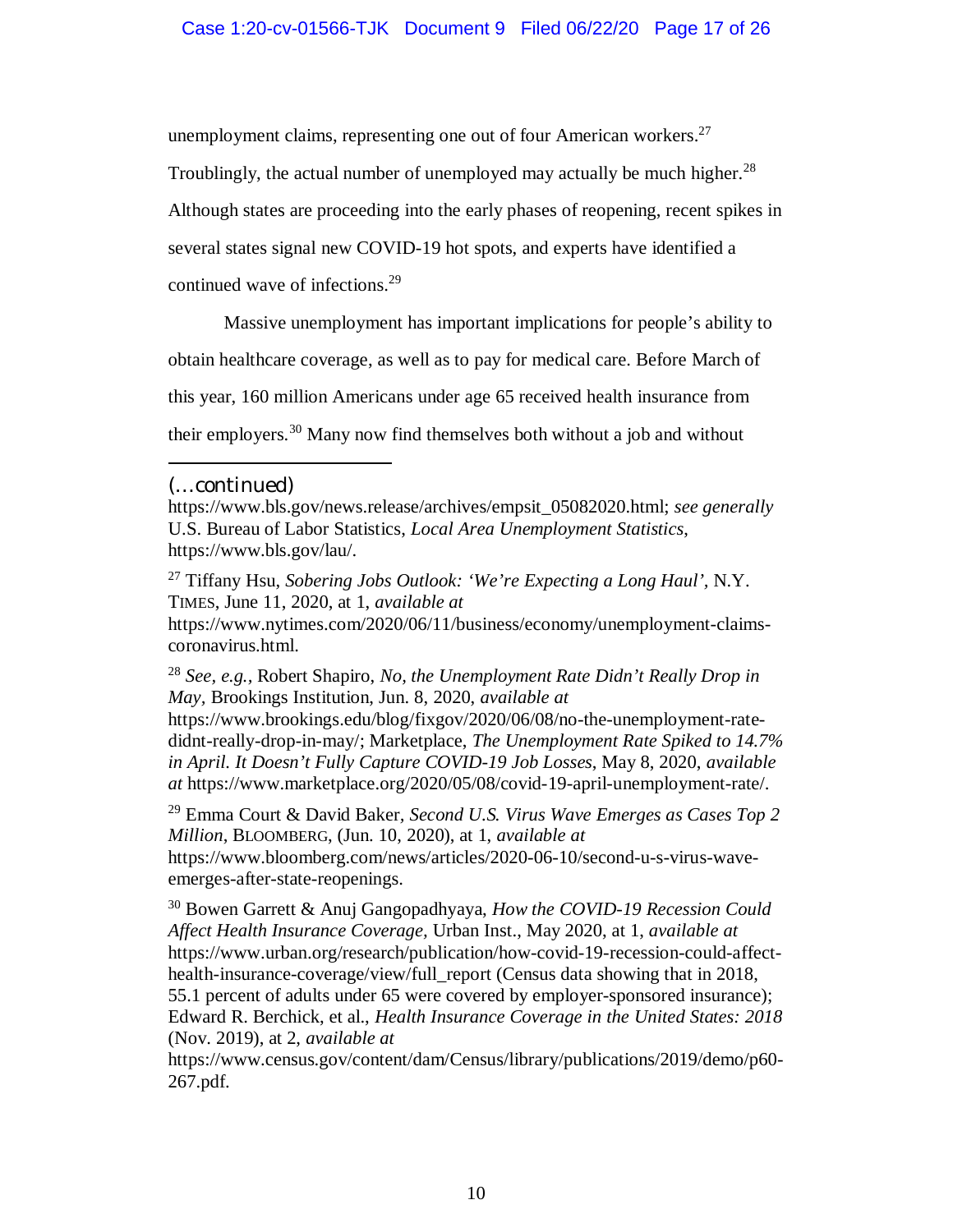unemployment claims, representing one out of four American workers.[27] Troublingly, the actual number of unemployed may actually be much higher.[28] Although states are proceeding into the early phases of reopening, recent spikes in several states signal new COVID-19 hot spots, and experts have identified a continued wave of infections.[29]

Massive unemployment has important implications for people's ability to obtain healthcare coverage, as well as to pay for medical care. Before March of this year, 160 million Americans under age 65 received health insurance from their employers.[30] Many now find themselves both without a job and without

---

(...continued)
https://www.bls.gov/news.release/archives/empsit_05082020.html; *see generally* U.S. Bureau of Labor Statistics, *Local Area Unemployment Statistics*, https://www.bls.gov/lau/.

[27] Tiffany Hsu, *Sobering Jobs Outlook: 'We're Expecting a Long Haul'*, N.Y. TIMES, June 11, 2020, at 1, *available at* https://www.nytimes.com/2020/06/11/business/economy/unemployment-claims-coronavirus.html.

[28] *See, e.g.*, Robert Shapiro, *No, the Unemployment Rate Didn't Really Drop in May*, Brookings Institution, Jun. 8, 2020, *available at* https://www.brookings.edu/blog/fixgov/2020/06/08/no-the-unemployment-rate-didnt-really-drop-in-may/; Marketplace, *The Unemployment Rate Spiked to 14.7% in April. It Doesn't Fully Capture COVID-19 Job Losses*, May 8, 2020, *available at* https://www.marketplace.org/2020/05/08/covid-19-april-unemployment-rate/.

[29] Emma Court & David Baker, *Second U.S. Virus Wave Emerges as Cases Top 2 Million*, BLOOMBERG, (Jun. 10, 2020), at 1, *available at* https://www.bloomberg.com/news/articles/2020-06-10/second-u-s-virus-wave-emerges-after-state-reopenings.

[30] Bowen Garrett & Anuj Gangopadhyaya, *How the COVID-19 Recession Could Affect Health Insurance Coverage*, Urban Inst., May 2020, at 1, *available at* https://www.urban.org/research/publication/how-covid-19-recession-could-affect-health-insurance-coverage/view/full_report (Census data showing that in 2018, 55.1 percent of adults under 65 were covered by employer-sponsored insurance); Edward R. Berchick, et al., *Health Insurance Coverage in the United States: 2018* (Nov. 2019), at 2, *available at* https://www.census.gov/content/dam/Census/library/publications/2019/demo/p60-267.pdf.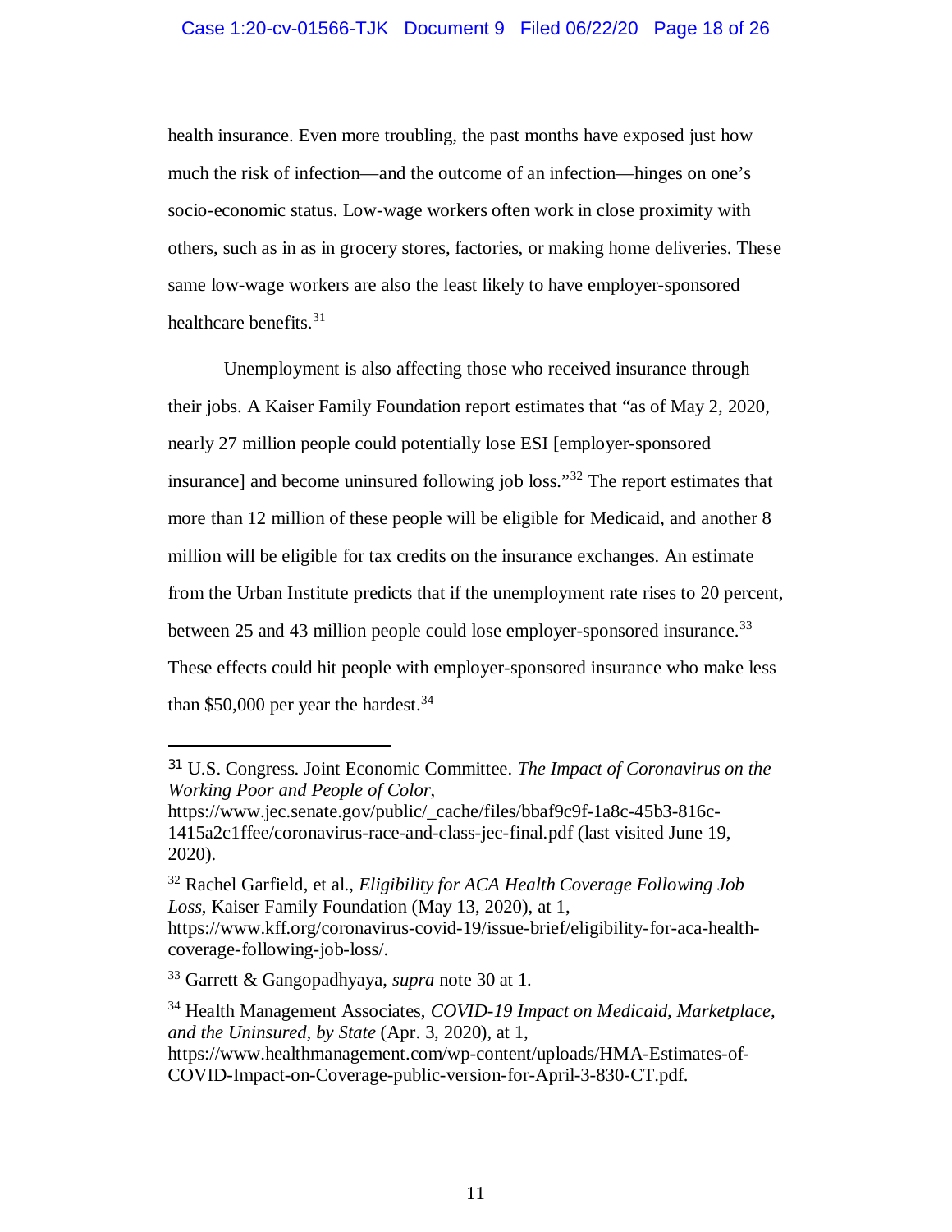health insurance. Even more troubling, the past months have exposed just how much the risk of infection—and the outcome of an infection—hinges on one's socio-economic status. Low-wage workers often work in close proximity with others, such as in as in grocery stores, factories, or making home deliveries. These same low-wage workers are also the least likely to have employer-sponsored healthcare benefits.[31]

Unemployment is also affecting those who received insurance through their jobs. A Kaiser Family Foundation report estimates that "as of May 2, 2020, nearly 27 million people could potentially lose ESI [employer-sponsored insurance] and become uninsured following job loss."[32] The report estimates that more than 12 million of these people will be eligible for Medicaid, and another 8 million will be eligible for tax credits on the insurance exchanges. An estimate from the Urban Institute predicts that if the unemployment rate rises to 20 percent, between 25 and 43 million people could lose employer-sponsored insurance.[33] These effects could hit people with employer-sponsored insurance who make less than $50,000 per year the hardest.[34]

---

[31] U.S. Congress. Joint Economic Committee. *The Impact of Coronavirus on the Working Poor and People of Color*, https://www.jec.senate.gov/public/_cache/files/bbaf9c9f-1a8c-45b3-816c-1415a2c1ffee/coronavirus-race-and-class-jec-final.pdf (last visited June 19, 2020).

[32] Rachel Garfield, et al., *Eligibility for ACA Health Coverage Following Job Loss*, Kaiser Family Foundation (May 13, 2020), at 1, https://www.kff.org/coronavirus-covid-19/issue-brief/eligibility-for-aca-health-coverage-following-job-loss/.

[33] Garrett & Gangopadhyaya, *supra* note 30 at 1.

[34] Health Management Associates, *COVID-19 Impact on Medicaid, Marketplace, and the Uninsured, by State* (Apr. 3, 2020), at 1, https://www.healthmanagement.com/wp-content/uploads/HMA-Estimates-of-COVID-Impact-on-Coverage-public-version-for-April-3-830-CT.pdf.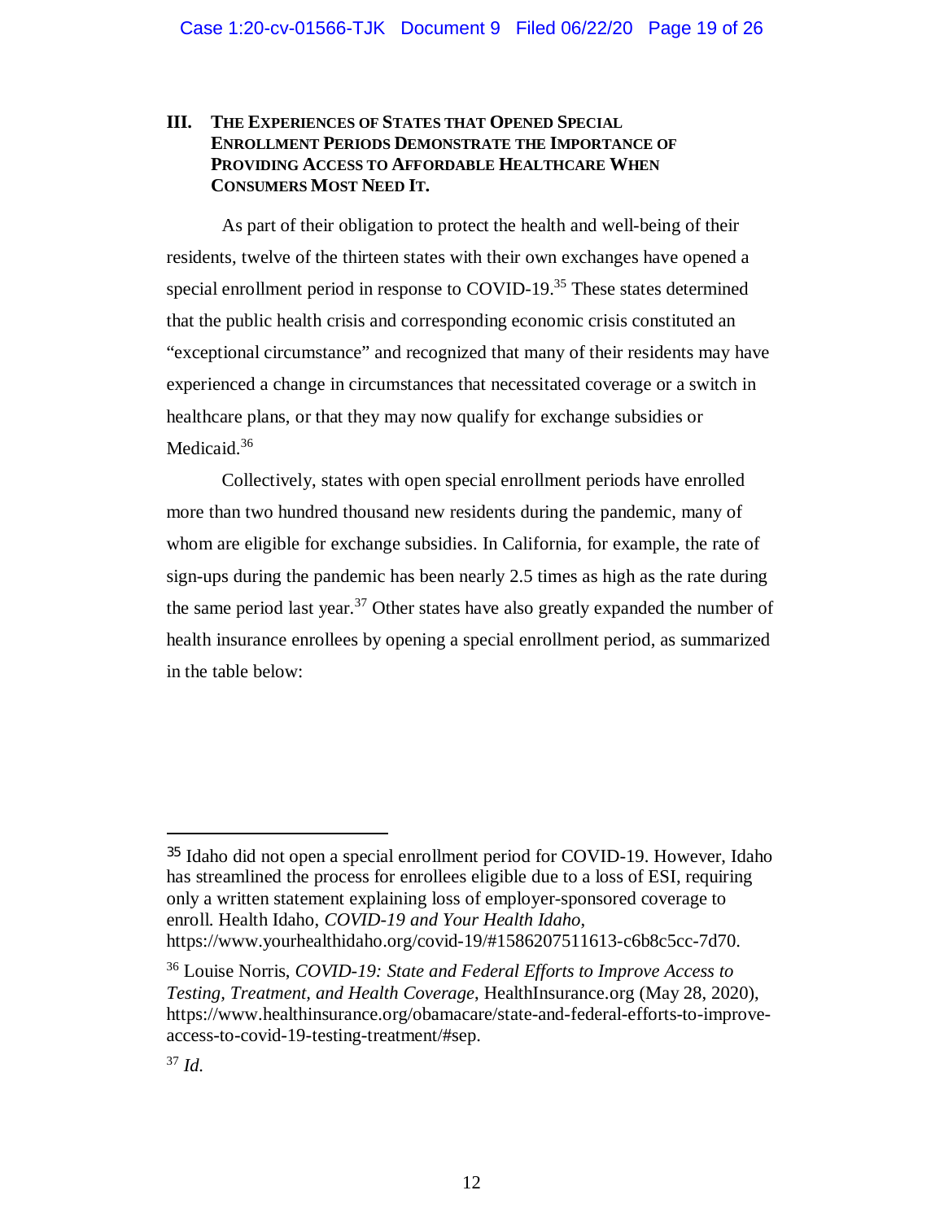### III. THE EXPERIENCES OF STATES THAT OPENED SPECIAL ENROLLMENT PERIODS DEMONSTRATE THE IMPORTANCE OF PROVIDING ACCESS TO AFFORDABLE HEALTHCARE WHEN CONSUMERS MOST NEED IT.

As part of their obligation to protect the health and well-being of their residents, twelve of the thirteen states with their own exchanges have opened a special enrollment period in response to COVID-19.[35] These states determined that the public health crisis and corresponding economic crisis constituted an "exceptional circumstance" and recognized that many of their residents may have experienced a change in circumstances that necessitated coverage or a switch in healthcare plans, or that they may now qualify for exchange subsidies or Medicaid.[36]

Collectively, states with open special enrollment periods have enrolled more than two hundred thousand new residents during the pandemic, many of whom are eligible for exchange subsidies. In California, for example, the rate of sign-ups during the pandemic has been nearly 2.5 times as high as the rate during the same period last year.[37] Other states have also greatly expanded the number of health insurance enrollees by opening a special enrollment period, as summarized in the table below:

---

[35] Idaho did not open a special enrollment period for COVID-19. However, Idaho has streamlined the process for enrollees eligible due to a loss of ESI, requiring only a written statement explaining loss of employer-sponsored coverage to enroll. Health Idaho, *COVID-19 and Your Health Idaho*, https://www.yourhealthidaho.org/covid-19/#1586207511613-c6b8c5cc-7d70.

[36] Louise Norris, *COVID-19: State and Federal Efforts to Improve Access to Testing, Treatment, and Health Coverage*, HealthInsurance.org (May 28, 2020), https://www.healthinsurance.org/obamacare/state-and-federal-efforts-to-improve-access-to-covid-19-testing-treatment/#sep.

[37] *Id.*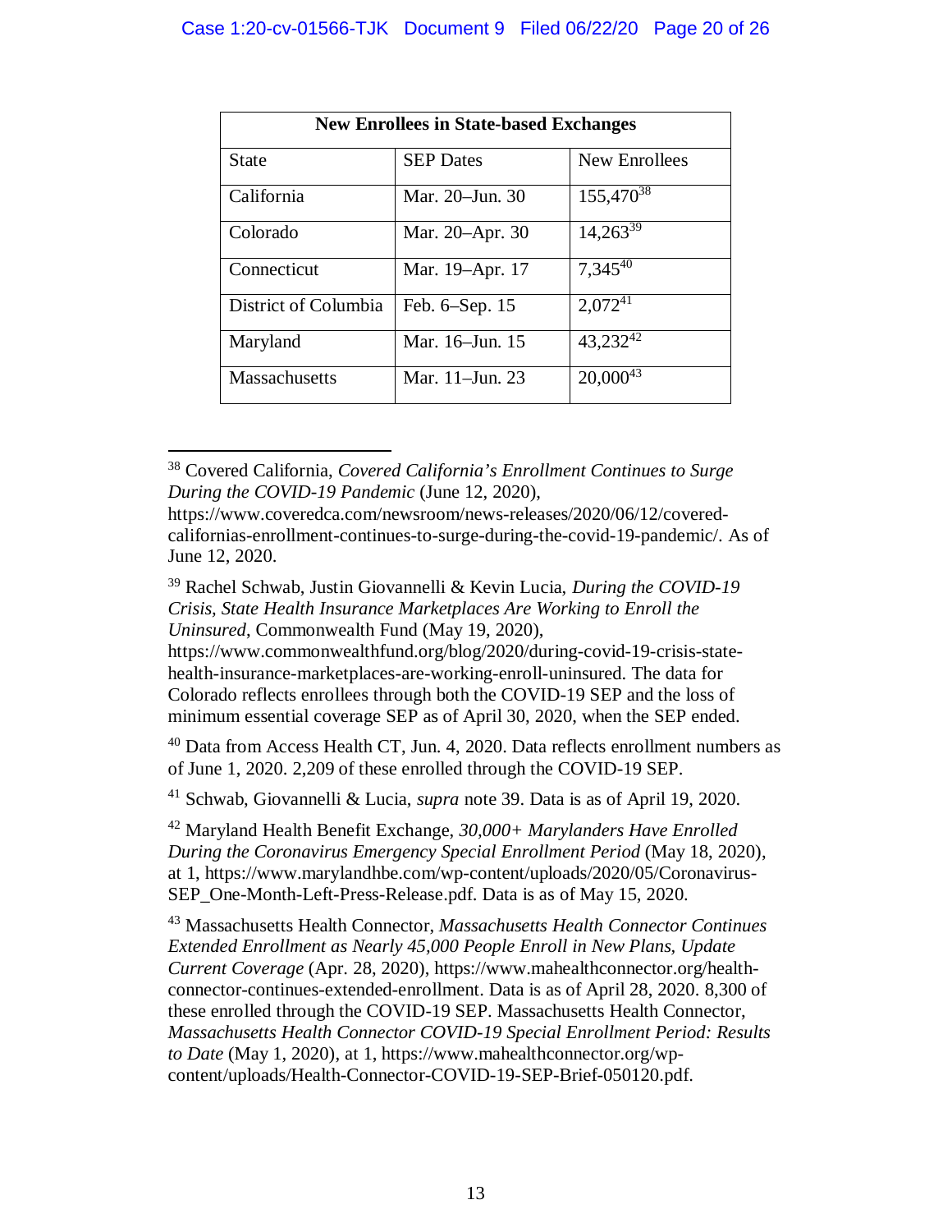| **New Enrollees in State-based Exchanges** | | |
|---|---|---|
| State | SEP Dates | New Enrollees |
| California | Mar. 20–Jun. 30 | 155,470[38] |
| Colorado | Mar. 20–Apr. 30 | 14,263[39] |
| Connecticut | Mar. 19–Apr. 17 | 7,345[40] |
| District of Columbia | Feb. 6–Sep. 15 | 2,072[41] |
| Maryland | Mar. 16–Jun. 15 | 43,232[42] |
| Massachusetts | Mar. 11–Jun. 23 | 20,000[43] |

---

[38] Covered California, *Covered California's Enrollment Continues to Surge During the COVID-19 Pandemic* (June 12, 2020), https://www.coveredca.com/newsroom/news-releases/2020/06/12/covered-californias-enrollment-continues-to-surge-during-the-covid-19-pandemic/. As of June 12, 2020.

[39] Rachel Schwab, Justin Giovannelli & Kevin Lucia, *During the COVID-19 Crisis, State Health Insurance Marketplaces Are Working to Enroll the Uninsured*, Commonwealth Fund (May 19, 2020), https://www.commonwealthfund.org/blog/2020/during-covid-19-crisis-state-health-insurance-marketplaces-are-working-enroll-uninsured. The data for Colorado reflects enrollees through both the COVID-19 SEP and the loss of minimum essential coverage SEP as of April 30, 2020, when the SEP ended.

[40] Data from Access Health CT, Jun. 4, 2020. Data reflects enrollment numbers as of June 1, 2020. 2,209 of these enrolled through the COVID-19 SEP.

[41] Schwab, Giovannelli & Lucia, *supra* note 39. Data is as of April 19, 2020.

[42] Maryland Health Benefit Exchange, *30,000+ Marylanders Have Enrolled During the Coronavirus Emergency Special Enrollment Period* (May 18, 2020), at 1, https://www.marylandhbe.com/wp-content/uploads/2020/05/Coronavirus-SEP_One-Month-Left-Press-Release.pdf. Data is as of May 15, 2020.

[43] Massachusetts Health Connector, *Massachusetts Health Connector Continues Extended Enrollment as Nearly 45,000 People Enroll in New Plans, Update Current Coverage* (Apr. 28, 2020), https://www.mahealthconnector.org/health-connector-continues-extended-enrollment. Data is as of April 28, 2020. 8,300 of these enrolled through the COVID-19 SEP. Massachusetts Health Connector, *Massachusetts Health Connector COVID-19 Special Enrollment Period: Results to Date* (May 1, 2020), at 1, https://www.mahealthconnector.org/wp-content/uploads/2020/05/Health-Connector-COVID-19-SEP-Brief-050120.pdf.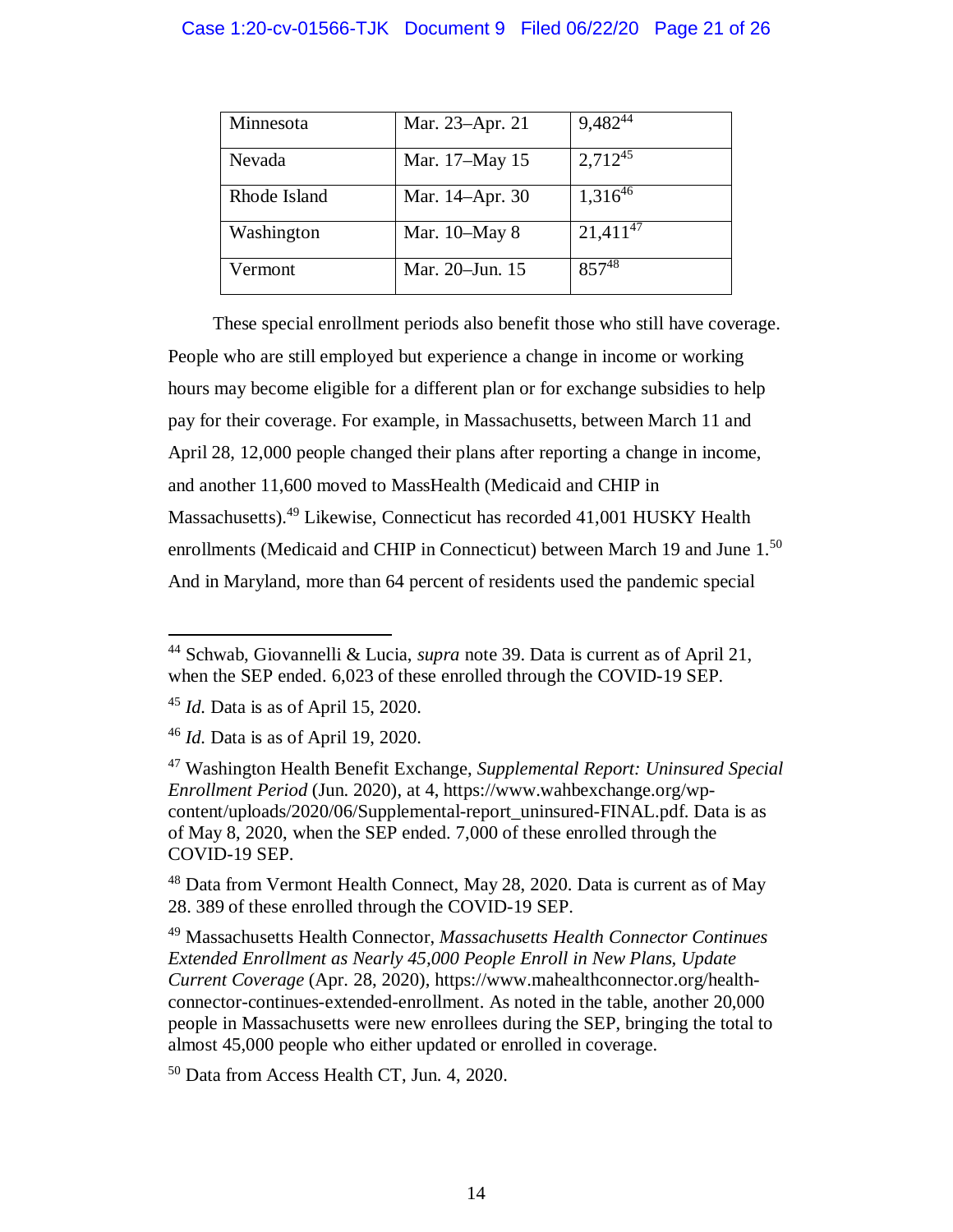| Minnesota | Mar. 23–Apr. 21 | 9,482[44] |
|---|---|---|
| Nevada | Mar. 17–May 15 | 2,712[45] |
| Rhode Island | Mar. 14–Apr. 30 | 1,316[46] |
| Washington | Mar. 10–May 8 | 21,411[47] |
| Vermont | Mar. 20–Jun. 15 | 857[48] |

These special enrollment periods also benefit those who still have coverage. People who are still employed but experience a change in income or working hours may become eligible for a different plan or for exchange subsidies to help pay for their coverage. For example, in Massachusetts, between March 11 and April 28, 12,000 people changed their plans after reporting a change in income, and another 11,600 moved to MassHealth (Medicaid and CHIP in Massachusetts).[49] Likewise, Connecticut has recorded 41,001 HUSKY Health enrollments (Medicaid and CHIP in Connecticut) between March 19 and June 1.[50] And in Maryland, more than 64 percent of residents used the pandemic special

---

[44] Schwab, Giovannelli & Lucia, *supra* note 39. Data is current as of April 21, when the SEP ended. 6,023 of these enrolled through the COVID-19 SEP.

[45] *Id.* Data is as of April 15, 2020.

[46] *Id.* Data is as of April 19, 2020.

[47] Washington Health Benefit Exchange, *Supplemental Report: Uninsured Special Enrollment Period* (Jun. 2020), at 4, https://www.wahbexchange.org/wp-content/uploads/2020/06/Supplemental-report_uninsured-FINAL.pdf. Data is as of May 8, 2020, when the SEP ended. 7,000 of these enrolled through the COVID-19 SEP.

[48] Data from Vermont Health Connect, May 28, 2020. Data is current as of May 28. 389 of these enrolled through the COVID-19 SEP.

[49] Massachusetts Health Connector, *Massachusetts Health Connector Continues Extended Enrollment as Nearly 45,000 People Enroll in New Plans, Update Current Coverage* (Apr. 28, 2020), https://www.mahealthconnector.org/health-connector-continues-extended-enrollment. As noted in the table, another 20,000 people in Massachusetts were new enrollees during the SEP, bringing the total to almost 45,000 people who either updated or enrolled in coverage.

[50] Data from Access Health CT, Jun. 4, 2020.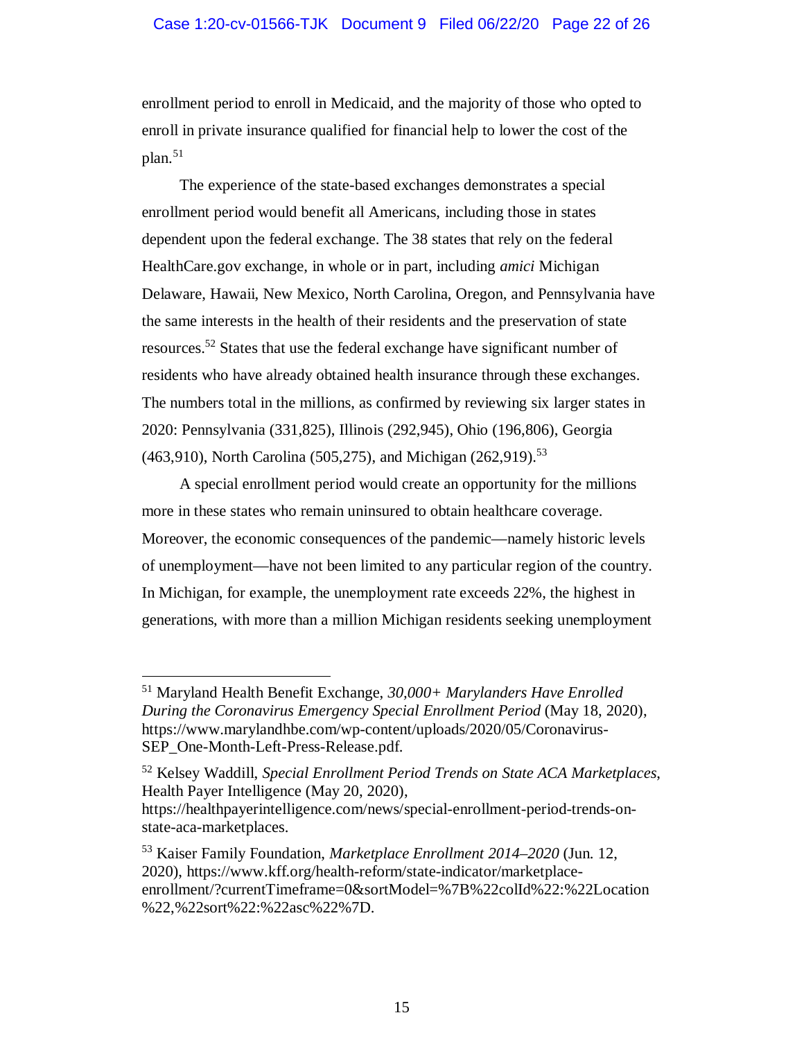enrollment period to enroll in Medicaid, and the majority of those who opted to enroll in private insurance qualified for financial help to lower the cost of the plan.[51]

The experience of the state-based exchanges demonstrates a special enrollment period would benefit all Americans, including those in states dependent upon the federal exchange. The 38 states that rely on the federal HealthCare.gov exchange, in whole or in part, including *amici* Michigan Delaware, Hawaii, New Mexico, North Carolina, Oregon, and Pennsylvania have the same interests in the health of their residents and the preservation of state resources.[52] States that use the federal exchange have significant number of residents who have already obtained health insurance through these exchanges. The numbers total in the millions, as confirmed by reviewing six larger states in 2020: Pennsylvania (331,825), Illinois (292,945), Ohio (196,806), Georgia (463,910), North Carolina (505,275), and Michigan (262,919).[53]

A special enrollment period would create an opportunity for the millions more in these states who remain uninsured to obtain healthcare coverage. Moreover, the economic consequences of the pandemic—namely historic levels of unemployment—have not been limited to any particular region of the country. In Michigan, for example, the unemployment rate exceeds 22%, the highest in generations, with more than a million Michigan residents seeking unemployment

---

[51] Maryland Health Benefit Exchange, *30,000+ Marylanders Have Enrolled During the Coronavirus Emergency Special Enrollment Period* (May 18, 2020), https://www.marylandhbe.com/wp-content/uploads/2020/05/Coronavirus-SEP_One-Month-Left-Press-Release.pdf.

[52] Kelsey Waddill, *Special Enrollment Period Trends on State ACA Marketplaces*, Health Payer Intelligence (May 20, 2020), https://healthpayerintelligence.com/news/special-enrollment-period-trends-on-state-aca-marketplaces.

[53] Kaiser Family Foundation, *Marketplace Enrollment 2014–2020* (Jun. 12, 2020), https://www.kff.org/health-reform/state-indicator/marketplace-enrollment/?currentTimeframe=0&sortModel=%7B%22colId%22:%22Location%22,%22sort%22:%22asc%22%7D.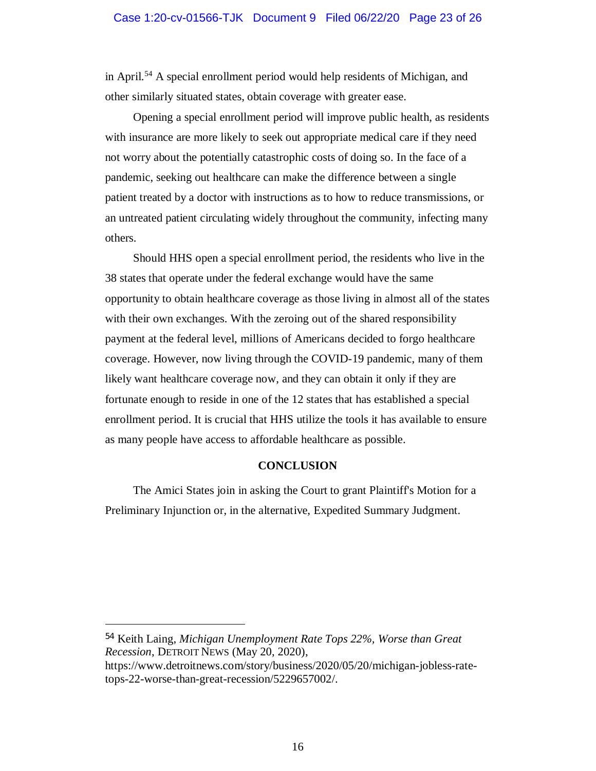in April.[54] A special enrollment period would help residents of Michigan, and other similarly situated states, obtain coverage with greater ease.

Opening a special enrollment period will improve public health, as residents with insurance are more likely to seek out appropriate medical care if they need not worry about the potentially catastrophic costs of doing so. In the face of a pandemic, seeking out healthcare can make the difference between a single patient treated by a doctor with instructions as to how to reduce transmissions, or an untreated patient circulating widely throughout the community, infecting many others.

Should HHS open a special enrollment period, the residents who live in the 38 states that operate under the federal exchange would have the same opportunity to obtain healthcare coverage as those living in almost all of the states with their own exchanges. With the zeroing out of the shared responsibility payment at the federal level, millions of Americans decided to forgo healthcare coverage. However, now living through the COVID-19 pandemic, many of them likely want healthcare coverage now, and they can obtain it only if they are fortunate enough to reside in one of the 12 states that has established a special enrollment period. It is crucial that HHS utilize the tools it has available to ensure as many people have access to affordable healthcare as possible.

## CONCLUSION

The Amici States join in asking the Court to grant Plaintiff's Motion for a Preliminary Injunction or, in the alternative, Expedited Summary Judgment.

---

[54] Keith Laing, *Michigan Unemployment Rate Tops 22%, Worse than Great Recession*, DETROIT NEWS (May 20, 2020), https://www.detroitnews.com/story/business/2020/05/20/michigan-jobless-rate-tops-22-worse-than-great-recession/5229657002/.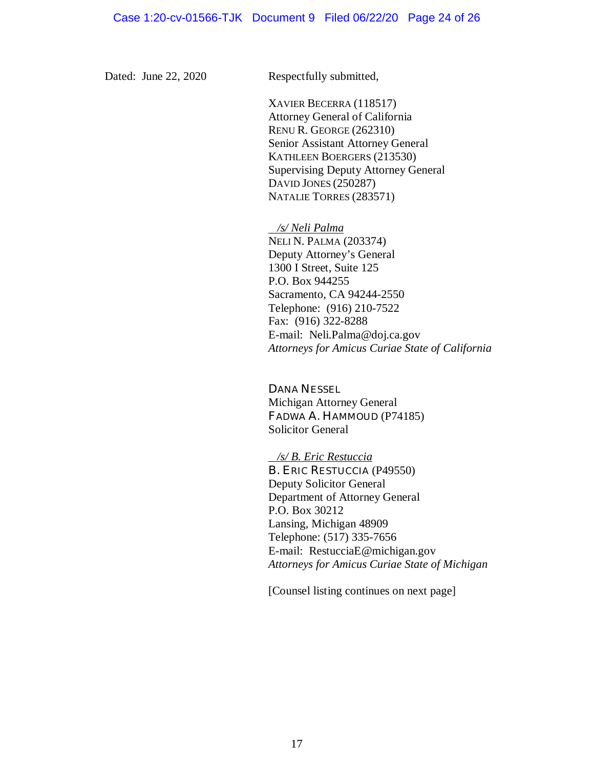Dated: June 22, 2020

Respectfully submitted,

XAVIER BECERRA (118517)
Attorney General of California
RENU R. GEORGE (262310)
Senior Assistant Attorney General
KATHLEEN BOERGERS (213530)
Supervising Deputy Attorney General
DAVID JONES (250287)
NATALIE TORRES (283571)

*/s/ Neli Palma*
NELI N. PALMA (203374)
Deputy Attorney's General
1300 I Street, Suite 125
P.O. Box 944255
Sacramento, CA 94244-2550
Telephone: (916) 210-7522
Fax: (916) 322-8288
E-mail: Neli.Palma@doj.ca.gov
*Attorneys for Amicus Curiae State of California*

DANA NESSEL
Michigan Attorney General
FADWA A. HAMMOUD (P74185)
Solicitor General

*/s/ B. Eric Restuccia*
B. ERIC RESTUCCIA (P49550)
Deputy Solicitor General
Department of Attorney General
P.O. Box 30212
Lansing, Michigan 48909
Telephone: (517) 335-7656
E-mail: RestucciaE@michigan.gov
*Attorneys for Amicus Curiae State of Michigan*

[Counsel listing continues on next page]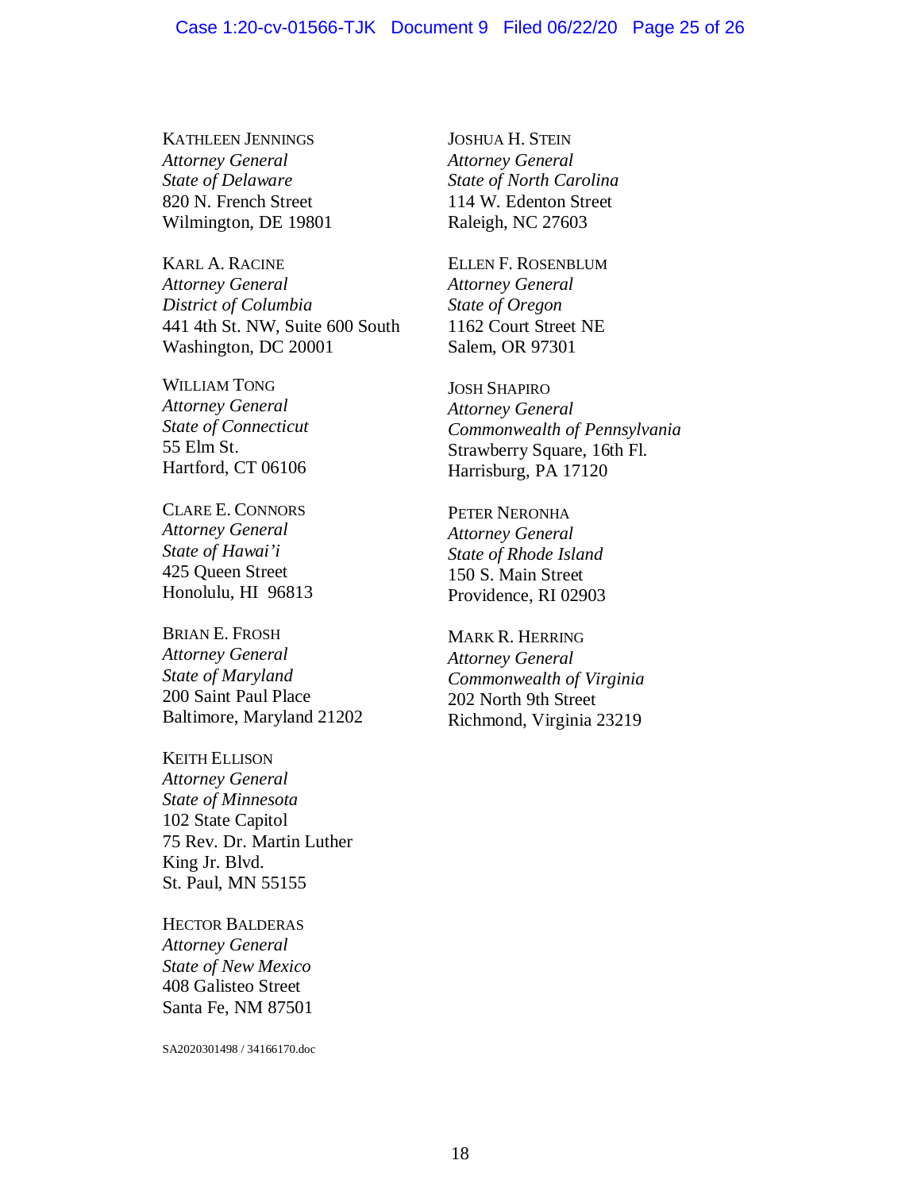KATHLEEN JENNINGS
*Attorney General*
*State of Delaware*
820 N. French Street
Wilmington, DE 19801

KARL A. RACINE
*Attorney General*
*District of Columbia*
441 4th St. NW, Suite 600 South
Washington, DC 20001

WILLIAM TONG
*Attorney General*
*State of Connecticut*
55 Elm St.
Hartford, CT 06106

CLARE E. CONNORS
*Attorney General*
*State of Hawai'i*
425 Queen Street
Honolulu, HI 96813

BRIAN E. FROSH
*Attorney General*
*State of Maryland*
200 Saint Paul Place
Baltimore, Maryland 21202

KEITH ELLISON
*Attorney General*
*State of Minnesota*
102 State Capitol
75 Rev. Dr. Martin Luther
King Jr. Blvd.
St. Paul, MN 55155

HECTOR BALDERAS
*Attorney General*
*State of New Mexico*
408 Galisteo Street
Santa Fe, NM 87501

JOSHUA H. STEIN
*Attorney General*
*State of North Carolina*
114 W. Edenton Street
Raleigh, NC 27603

ELLEN F. ROSENBLUM
*Attorney General*
*State of Oregon*
1162 Court Street NE
Salem, OR 97301

JOSH SHAPIRO
*Attorney General*
*Commonwealth of Pennsylvania*
Strawberry Square, 16th Fl.
Harrisburg, PA 17120

PETER NERONHA
*Attorney General*
*State of Rhode Island*
150 S. Main Street
Providence, RI 02903

MARK R. HERRING
*Attorney General*
*Commonwealth of Virginia*
202 North 9th Street
Richmond, Virginia 23219

SA2020301498 / 34166170.doc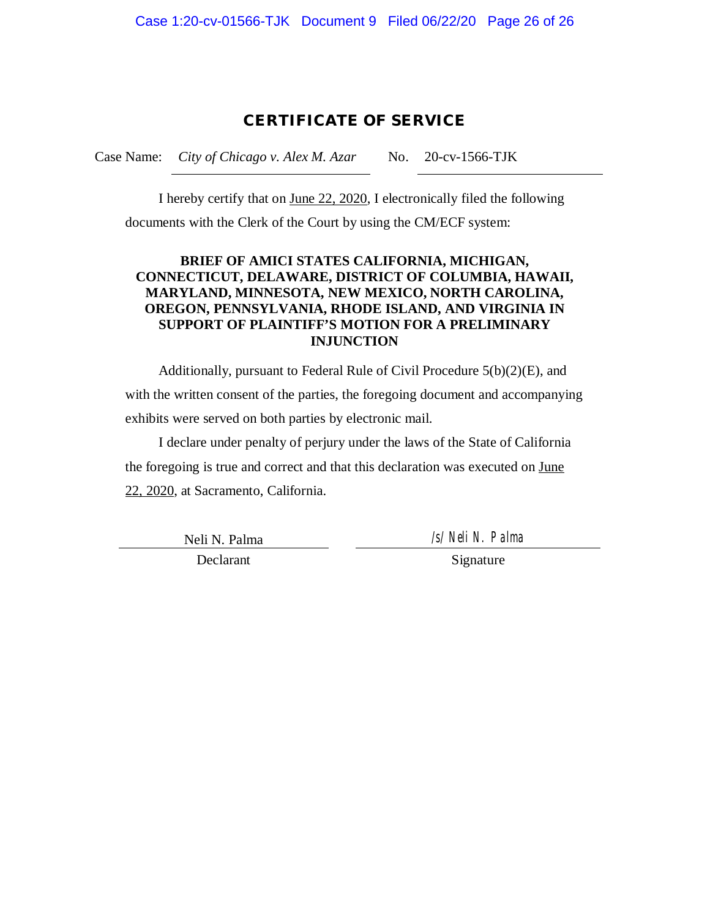## CERTIFICATE OF SERVICE

Case Name: *City of Chicago v. Alex M. Azar* No. 20-cv-1566-TJK

I hereby certify that on June 22, 2020, I electronically filed the following documents with the Clerk of the Court by using the CM/ECF system:

**BRIEF OF AMICI STATES CALIFORNIA, MICHIGAN, CONNECTICUT, DELAWARE, DISTRICT OF COLUMBIA, HAWAII, MARYLAND, MINNESOTA, NEW MEXICO, NORTH CAROLINA, OREGON, PENNSYLVANIA, RHODE ISLAND, AND VIRGINIA IN SUPPORT OF PLAINTIFF'S MOTION FOR A PRELIMINARY INJUNCTION**

Additionally, pursuant to Federal Rule of Civil Procedure 5(b)(2)(E), and with the written consent of the parties, the foregoing document and accompanying exhibits were served on both parties by electronic mail.

I declare under penalty of perjury under the laws of the State of California the foregoing is true and correct and that this declaration was executed on June 22, 2020, at Sacramento, California.

| | |
|---|---|
| Neli N. Palma | /s/ Neli N. Palma |
| Declarant | Signature |